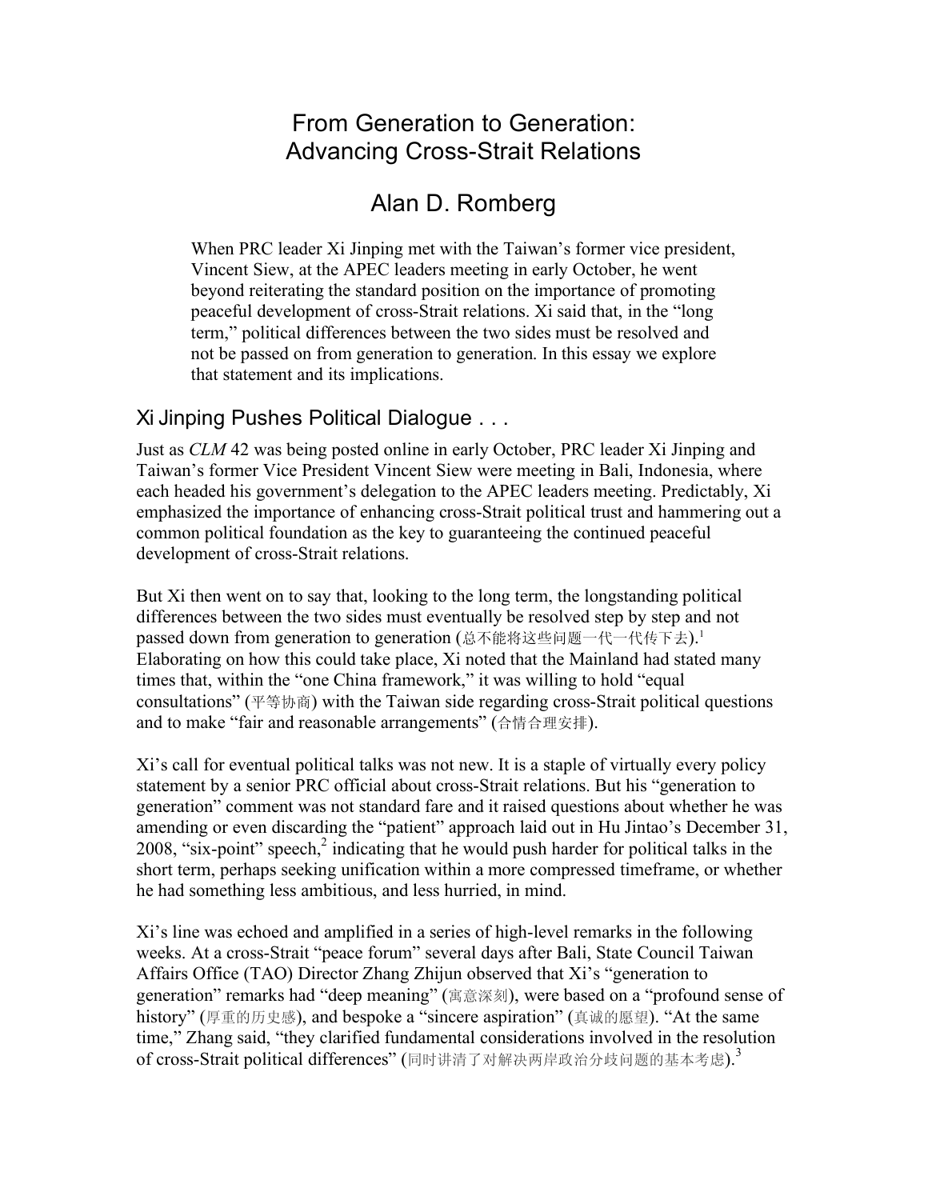# From Generation to Generation: Advancing Cross-Strait Relations

## Alan D. Romberg

When PRC leader Xi Jinping met with the Taiwan's former vice president, Vincent Siew, at the APEC leaders meeting in early October, he went beyond reiterating the standard position on the importance of promoting peaceful development of cross-Strait relations. Xi said that, in the "long term," political differences between the two sides must be resolved and not be passed on from generation to generation. In this essay we explore that statement and its implications.

### Xi Jinping Pushes Political Dialogue . . .

Just as *CLM* 42 was being posted online in early October, PRC leader Xi Jinping and Taiwan's former Vice President Vincent Siew were meeting in Bali, Indonesia, where each headed his government's delegation to the APEC leaders meeting. Predictably, Xi emphasized the importance of enhancing cross-Strait political trust and hammering out a common political foundation as the key to guaranteeing the continued peaceful development of cross-Strait relations.

But Xi then went on to say that, looking to the long term, the longstanding political differences between the two sides must eventually be resolved step by step and not passed down from generation to generation (总不能将这些问题一代一代传下去).[1] Elaborating on how this could take place, Xi noted that the Mainland had stated many times that, within the "one China framework," it was willing to hold "equal consultations" (平等协商) with the Taiwan side regarding cross-Strait political questions and to make "fair and reasonable arrangements" (合情合理安排).

Xi's call for eventual political talks was not new. It is a staple of virtually every policy statement by a senior PRC official about cross-Strait relations. But his "generation to generation" comment was not standard fare and it raised questions about whether he was amending or even discarding the "patient" approach laid out in Hu Jintao's December 31, 2008, "six-point" speech,[2] indicating that he would push harder for political talks in the short term, perhaps seeking unification within a more compressed timeframe, or whether he had something less ambitious, and less hurried, in mind.

Xi's line was echoed and amplified in a series of high-level remarks in the following weeks. At a cross-Strait "peace forum" several days after Bali, State Council Taiwan Affairs Office (TAO) Director Zhang Zhijun observed that Xi's "generation to generation" remarks had "deep meaning" (寓意深刻), were based on a "profound sense of history" (厚重的历史感), and bespoke a "sincere aspiration" (真诚的愿望). "At the same time," Zhang said, "they clarified fundamental considerations involved in the resolution of cross-Strait political differences" (同时讲清了对解决两岸政治分歧问题的基本考虑).[3]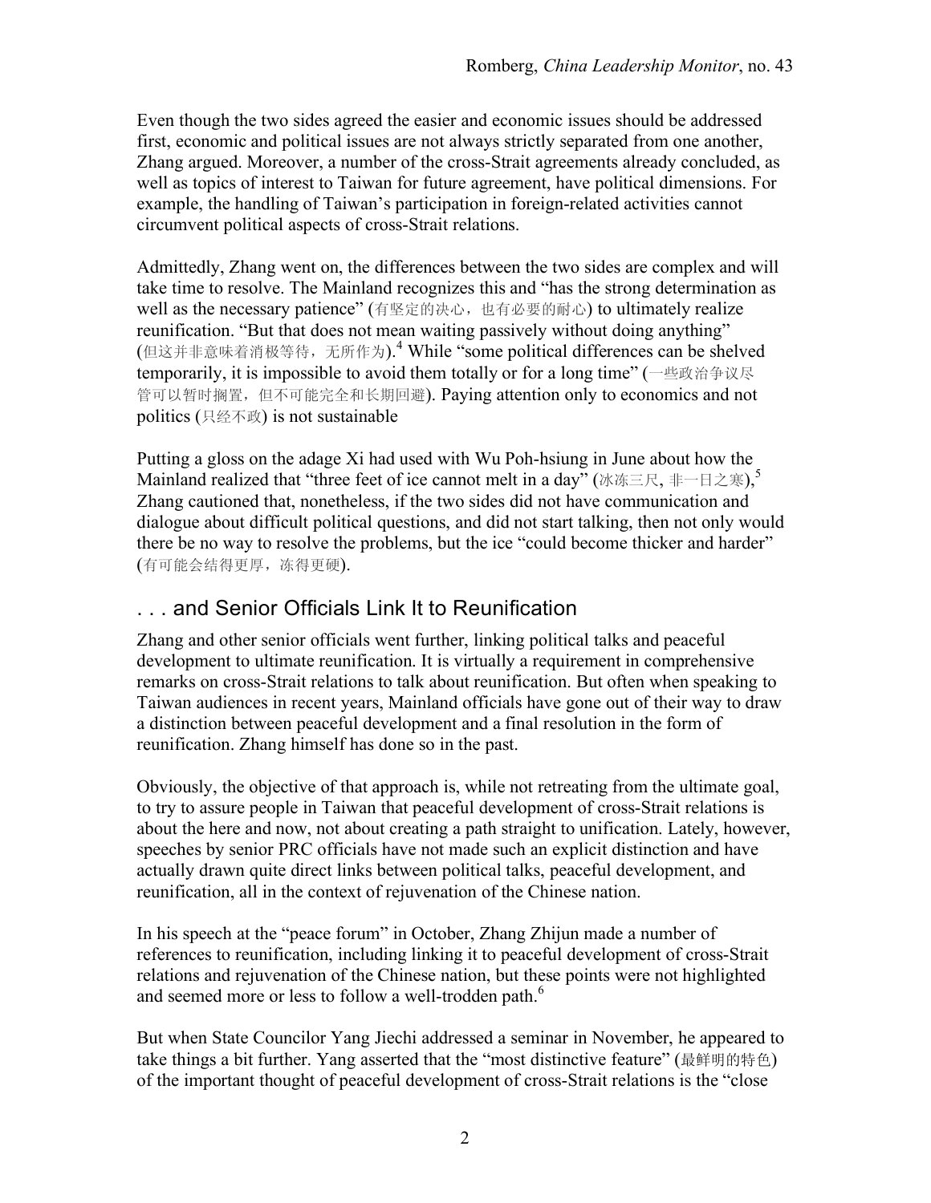Even though the two sides agreed the easier and economic issues should be addressed first, economic and political issues are not always strictly separated from one another, Zhang argued. Moreover, a number of the cross-Strait agreements already concluded, as well as topics of interest to Taiwan for future agreement, have political dimensions. For example, the handling of Taiwan's participation in foreign-related activities cannot circumvent political aspects of cross-Strait relations.

Admittedly, Zhang went on, the differences between the two sides are complex and will take time to resolve. The Mainland recognizes this and "has the strong determination as well as the necessary patience" (有坚定的决心，也有必要的耐心) to ultimately realize reunification. "But that does not mean waiting passively without doing anything" (但这并非意味着消极等待，无所作为).[4] While "some political differences can be shelved temporarily, it is impossible to avoid them totally or for a long time" (一些政治争议尽管可以暂时搁置，但不可能完全和长期回避). Paying attention only to economics and not politics (只经不政) is not sustainable

Putting a gloss on the adage Xi had used with Wu Poh-hsiung in June about how the Mainland realized that "three feet of ice cannot melt in a day" (冰冻三尺, 非一日之寒),[5] Zhang cautioned that, nonetheless, if the two sides did not have communication and dialogue about difficult political questions, and did not start talking, then not only would there be no way to resolve the problems, but the ice "could become thicker and harder" (有可能会结得更厚，冻得更硬).

## . . . and Senior Officials Link It to Reunification

Zhang and other senior officials went further, linking political talks and peaceful development to ultimate reunification. It is virtually a requirement in comprehensive remarks on cross-Strait relations to talk about reunification. But often when speaking to Taiwan audiences in recent years, Mainland officials have gone out of their way to draw a distinction between peaceful development and a final resolution in the form of reunification. Zhang himself has done so in the past.

Obviously, the objective of that approach is, while not retreating from the ultimate goal, to try to assure people in Taiwan that peaceful development of cross-Strait relations is about the here and now, not about creating a path straight to unification. Lately, however, speeches by senior PRC officials have not made such an explicit distinction and have actually drawn quite direct links between political talks, peaceful development, and reunification, all in the context of rejuvenation of the Chinese nation.

In his speech at the "peace forum" in October, Zhang Zhijun made a number of references to reunification, including linking it to peaceful development of cross-Strait relations and rejuvenation of the Chinese nation, but these points were not highlighted and seemed more or less to follow a well-trodden path.[6]

But when State Councilor Yang Jiechi addressed a seminar in November, he appeared to take things a bit further. Yang asserted that the "most distinctive feature" (最鲜明的特色) of the important thought of peaceful development of cross-Strait relations is the "close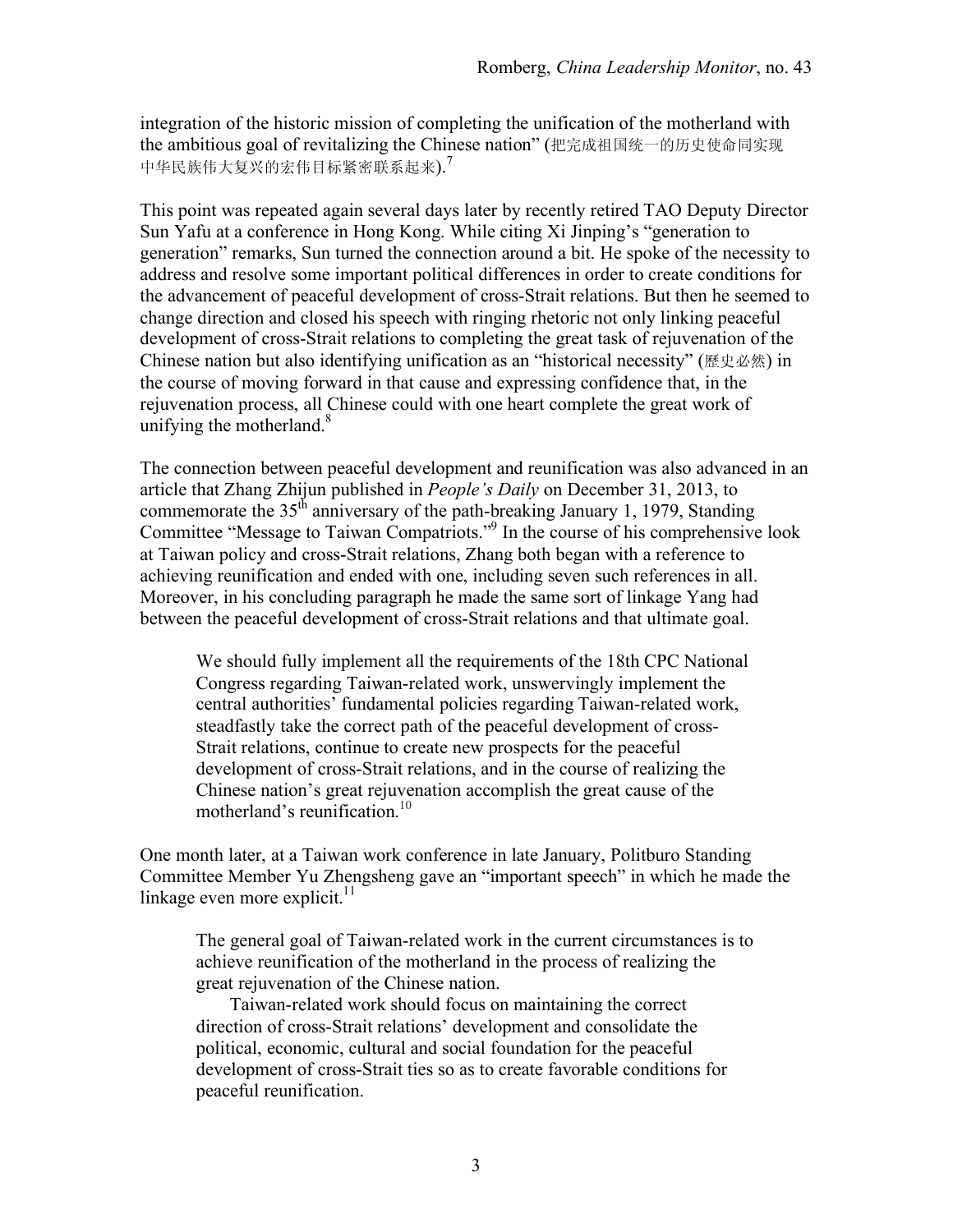integration of the historic mission of completing the unification of the motherland with the ambitious goal of revitalizing the Chinese nation" (把完成祖国统一的历史使命同实现中华民族伟大复兴的宏伟目标紧密联系起来).[7]

This point was repeated again several days later by recently retired TAO Deputy Director Sun Yafu at a conference in Hong Kong. While citing Xi Jinping's "generation to generation" remarks, Sun turned the connection around a bit. He spoke of the necessity to address and resolve some important political differences in order to create conditions for the advancement of peaceful development of cross-Strait relations. But then he seemed to change direction and closed his speech with ringing rhetoric not only linking peaceful development of cross-Strait relations to completing the great task of rejuvenation of the Chinese nation but also identifying unification as an "historical necessity" (歷史必然) in the course of moving forward in that cause and expressing confidence that, in the rejuvenation process, all Chinese could with one heart complete the great work of unifying the motherland.[8]

The connection between peaceful development and reunification was also advanced in an article that Zhang Zhijun published in *People's Daily* on December 31, 2013, to commemorate the 35th anniversary of the path-breaking January 1, 1979, Standing Committee "Message to Taiwan Compatriots."[9] In the course of his comprehensive look at Taiwan policy and cross-Strait relations, Zhang both began with a reference to achieving reunification and ended with one, including seven such references in all. Moreover, in his concluding paragraph he made the same sort of linkage Yang had between the peaceful development of cross-Strait relations and that ultimate goal.

> We should fully implement all the requirements of the 18th CPC National Congress regarding Taiwan-related work, unswervingly implement the central authorities' fundamental policies regarding Taiwan-related work, steadfastly take the correct path of the peaceful development of cross-Strait relations, continue to create new prospects for the peaceful development of cross-Strait relations, and in the course of realizing the Chinese nation's great rejuvenation accomplish the great cause of the motherland's reunification.[10]

One month later, at a Taiwan work conference in late January, Politburo Standing Committee Member Yu Zhengsheng gave an "important speech" in which he made the linkage even more explicit.[11]

> The general goal of Taiwan-related work in the current circumstances is to achieve reunification of the motherland in the process of realizing the great rejuvenation of the Chinese nation.
>
> Taiwan-related work should focus on maintaining the correct direction of cross-Strait relations' development and consolidate the political, economic, cultural and social foundation for the peaceful development of cross-Strait ties so as to create favorable conditions for peaceful reunification.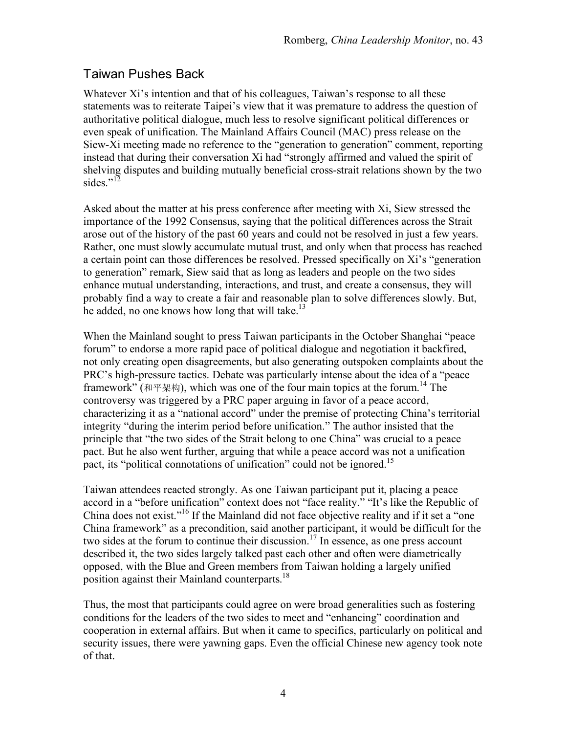## Taiwan Pushes Back

Whatever Xi's intention and that of his colleagues, Taiwan's response to all these statements was to reiterate Taipei's view that it was premature to address the question of authoritative political dialogue, much less to resolve significant political differences or even speak of unification. The Mainland Affairs Council (MAC) press release on the Siew-Xi meeting made no reference to the "generation to generation" comment, reporting instead that during their conversation Xi had "strongly affirmed and valued the spirit of shelving disputes and building mutually beneficial cross-strait relations shown by the two sides."[12]

Asked about the matter at his press conference after meeting with Xi, Siew stressed the importance of the 1992 Consensus, saying that the political differences across the Strait arose out of the history of the past 60 years and could not be resolved in just a few years. Rather, one must slowly accumulate mutual trust, and only when that process has reached a certain point can those differences be resolved. Pressed specifically on Xi's "generation to generation" remark, Siew said that as long as leaders and people on the two sides enhance mutual understanding, interactions, and trust, and create a consensus, they will probably find a way to create a fair and reasonable plan to solve differences slowly. But, he added, no one knows how long that will take.[13]

When the Mainland sought to press Taiwan participants in the October Shanghai "peace forum" to endorse a more rapid pace of political dialogue and negotiation it backfired, not only creating open disagreements, but also generating outspoken complaints about the PRC's high-pressure tactics. Debate was particularly intense about the idea of a "peace framework" (和平架构), which was one of the four main topics at the forum.[14] The controversy was triggered by a PRC paper arguing in favor of a peace accord, characterizing it as a "national accord" under the premise of protecting China's territorial integrity "during the interim period before unification." The author insisted that the principle that "the two sides of the Strait belong to one China" was crucial to a peace pact. But he also went further, arguing that while a peace accord was not a unification pact, its "political connotations of unification" could not be ignored.[15]

Taiwan attendees reacted strongly. As one Taiwan participant put it, placing a peace accord in a "before unification" context does not "face reality." "It's like the Republic of China does not exist."[16] If the Mainland did not face objective reality and if it set a "one China framework" as a precondition, said another participant, it would be difficult for the two sides at the forum to continue their discussion.[17] In essence, as one press account described it, the two sides largely talked past each other and often were diametrically opposed, with the Blue and Green members from Taiwan holding a largely unified position against their Mainland counterparts.[18]

Thus, the most that participants could agree on were broad generalities such as fostering conditions for the leaders of the two sides to meet and "enhancing" coordination and cooperation in external affairs. But when it came to specifics, particularly on political and security issues, there were yawning gaps. Even the official Chinese new agency took note of that.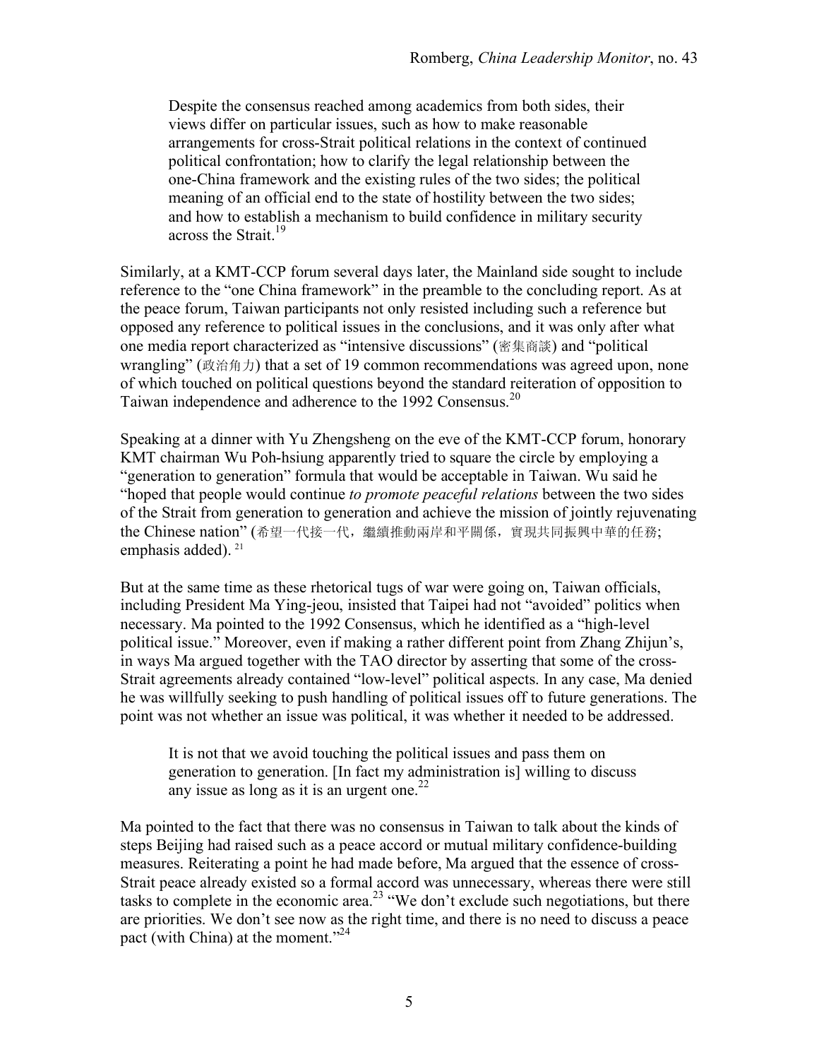> Despite the consensus reached among academics from both sides, their views differ on particular issues, such as how to make reasonable arrangements for cross-Strait political relations in the context of continued political confrontation; how to clarify the legal relationship between the one-China framework and the existing rules of the two sides; the political meaning of an official end to the state of hostility between the two sides; and how to establish a mechanism to build confidence in military security across the Strait.[19]

Similarly, at a KMT-CCP forum several days later, the Mainland side sought to include reference to the "one China framework" in the preamble to the concluding report. As at the peace forum, Taiwan participants not only resisted including such a reference but opposed any reference to political issues in the conclusions, and it was only after what one media report characterized as "intensive discussions" (密集商談) and "political wrangling" (政治角力) that a set of 19 common recommendations was agreed upon, none of which touched on political questions beyond the standard reiteration of opposition to Taiwan independence and adherence to the 1992 Consensus.[20]

Speaking at a dinner with Yu Zhengsheng on the eve of the KMT-CCP forum, honorary KMT chairman Wu Poh-hsiung apparently tried to square the circle by employing a "generation to generation" formula that would be acceptable in Taiwan. Wu said he "hoped that people would continue *to promote peaceful relations* between the two sides of the Strait from generation to generation and achieve the mission of jointly rejuvenating the Chinese nation" (希望一代接一代，繼續推動兩岸和平關係，實現共同振興中華的任務; emphasis added).[21]

But at the same time as these rhetorical tugs of war were going on, Taiwan officials, including President Ma Ying-jeou, insisted that Taipei had not "avoided" politics when necessary. Ma pointed to the 1992 Consensus, which he identified as a "high-level political issue." Moreover, even if making a rather different point from Zhang Zhijun's, in ways Ma argued together with the TAO director by asserting that some of the cross-Strait agreements already contained "low-level" political aspects. In any case, Ma denied he was willfully seeking to push handling of political issues off to future generations. The point was not whether an issue was political, it was whether it needed to be addressed.

> It is not that we avoid touching the political issues and pass them on generation to generation. [In fact my administration is] willing to discuss any issue as long as it is an urgent one.[22]

Ma pointed to the fact that there was no consensus in Taiwan to talk about the kinds of steps Beijing had raised such as a peace accord or mutual military confidence-building measures. Reiterating a point he had made before, Ma argued that the essence of cross-Strait peace already existed so a formal accord was unnecessary, whereas there were still tasks to complete in the economic area.[23] "We don't exclude such negotiations, but there are priorities. We don't see now as the right time, and there is no need to discuss a peace pact (with China) at the moment."[24]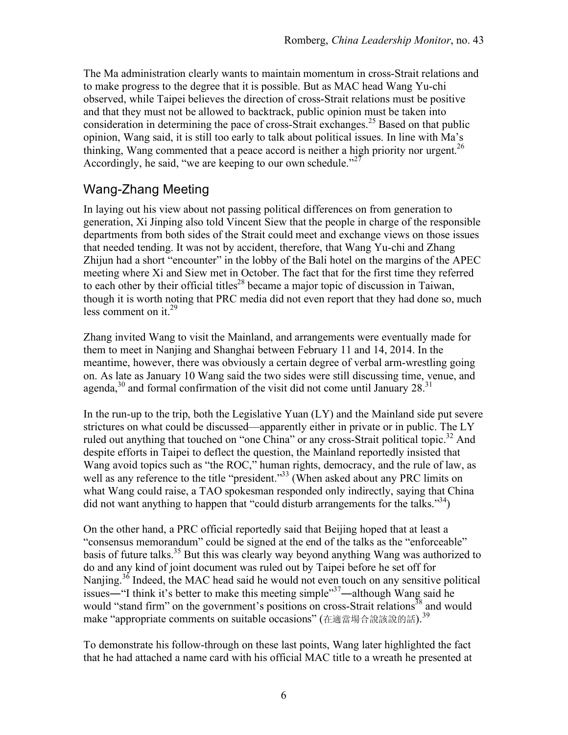The Ma administration clearly wants to maintain momentum in cross-Strait relations and to make progress to the degree that it is possible. But as MAC head Wang Yu-chi observed, while Taipei believes the direction of cross-Strait relations must be positive and that they must not be allowed to backtrack, public opinion must be taken into consideration in determining the pace of cross-Strait exchanges.[25] Based on that public opinion, Wang said, it is still too early to talk about political issues. In line with Ma's thinking, Wang commented that a peace accord is neither a high priority nor urgent.[26] Accordingly, he said, "we are keeping to our own schedule."[27]

## Wang-Zhang Meeting

In laying out his view about not passing political differences on from generation to generation, Xi Jinping also told Vincent Siew that the people in charge of the responsible departments from both sides of the Strait could meet and exchange views on those issues that needed tending. It was not by accident, therefore, that Wang Yu-chi and Zhang Zhijun had a short "encounter" in the lobby of the Bali hotel on the margins of the APEC meeting where Xi and Siew met in October. The fact that for the first time they referred to each other by their official titles[28] became a major topic of discussion in Taiwan, though it is worth noting that PRC media did not even report that they had done so, much less comment on it.[29]

Zhang invited Wang to visit the Mainland, and arrangements were eventually made for them to meet in Nanjing and Shanghai between February 11 and 14, 2014. In the meantime, however, there was obviously a certain degree of verbal arm-wrestling going on. As late as January 10 Wang said the two sides were still discussing time, venue, and agenda,[30] and formal confirmation of the visit did not come until January 28.[31]

In the run-up to the trip, both the Legislative Yuan (LY) and the Mainland side put severe strictures on what could be discussed—apparently either in private or in public. The LY ruled out anything that touched on "one China" or any cross-Strait political topic.[32] And despite efforts in Taipei to deflect the question, the Mainland reportedly insisted that Wang avoid topics such as "the ROC," human rights, democracy, and the rule of law, as well as any reference to the title "president."[33] (When asked about any PRC limits on what Wang could raise, a TAO spokesman responded only indirectly, saying that China did not want anything to happen that "could disturb arrangements for the talks."[34])

On the other hand, a PRC official reportedly said that Beijing hoped that at least a "consensus memorandum" could be signed at the end of the talks as the "enforceable" basis of future talks.[35] But this was clearly way beyond anything Wang was authorized to do and any kind of joint document was ruled out by Taipei before he set off for Nanjing.[36] Indeed, the MAC head said he would not even touch on any sensitive political issues—"I think it's better to make this meeting simple"[37]—although Wang said he would "stand firm" on the government's positions on cross-Strait relations[38] and would make "appropriate comments on suitable occasions" (在適當場合說該說的話).[39]

To demonstrate his follow-through on these last points, Wang later highlighted the fact that he had attached a name card with his official MAC title to a wreath he presented at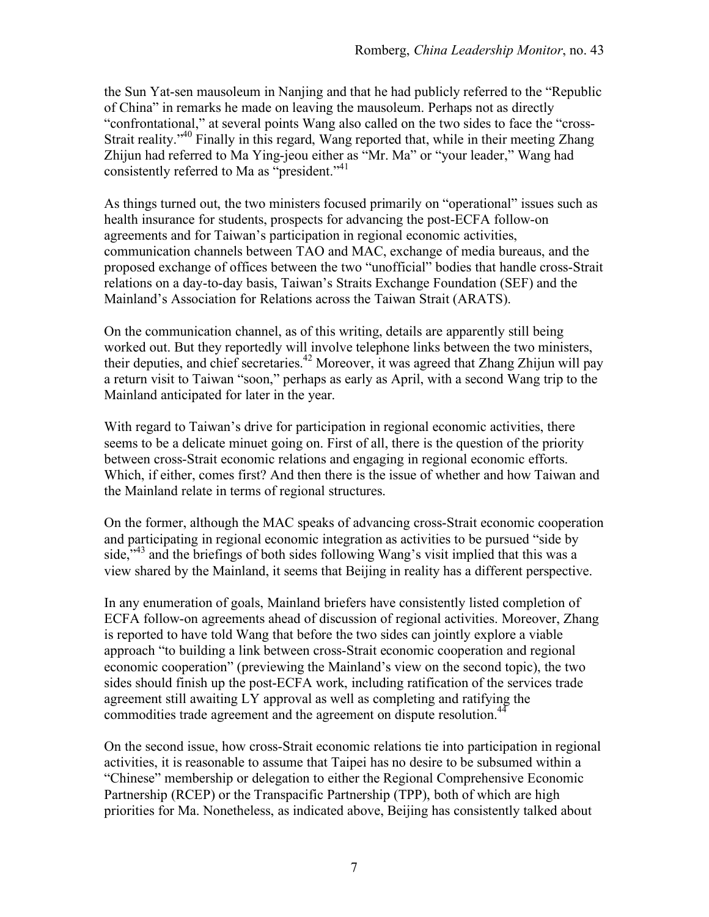the Sun Yat-sen mausoleum in Nanjing and that he had publicly referred to the "Republic of China" in remarks he made on leaving the mausoleum. Perhaps not as directly "confrontational," at several points Wang also called on the two sides to face the "cross-Strait reality."[40] Finally in this regard, Wang reported that, while in their meeting Zhang Zhijun had referred to Ma Ying-jeou either as "Mr. Ma" or "your leader," Wang had consistently referred to Ma as "president."[41]

As things turned out, the two ministers focused primarily on "operational" issues such as health insurance for students, prospects for advancing the post-ECFA follow-on agreements and for Taiwan's participation in regional economic activities, communication channels between TAO and MAC, exchange of media bureaus, and the proposed exchange of offices between the two "unofficial" bodies that handle cross-Strait relations on a day-to-day basis, Taiwan's Straits Exchange Foundation (SEF) and the Mainland's Association for Relations across the Taiwan Strait (ARATS).

On the communication channel, as of this writing, details are apparently still being worked out. But they reportedly will involve telephone links between the two ministers, their deputies, and chief secretaries.[42] Moreover, it was agreed that Zhang Zhijun will pay a return visit to Taiwan "soon," perhaps as early as April, with a second Wang trip to the Mainland anticipated for later in the year.

With regard to Taiwan's drive for participation in regional economic activities, there seems to be a delicate minuet going on. First of all, there is the question of the priority between cross-Strait economic relations and engaging in regional economic efforts. Which, if either, comes first? And then there is the issue of whether and how Taiwan and the Mainland relate in terms of regional structures.

On the former, although the MAC speaks of advancing cross-Strait economic cooperation and participating in regional economic integration as activities to be pursued "side by side,"[43] and the briefings of both sides following Wang's visit implied that this was a view shared by the Mainland, it seems that Beijing in reality has a different perspective.

In any enumeration of goals, Mainland briefers have consistently listed completion of ECFA follow-on agreements ahead of discussion of regional activities. Moreover, Zhang is reported to have told Wang that before the two sides can jointly explore a viable approach "to building a link between cross-Strait economic cooperation and regional economic cooperation" (previewing the Mainland's view on the second topic), the two sides should finish up the post-ECFA work, including ratification of the services trade agreement still awaiting LY approval as well as completing and ratifying the commodities trade agreement and the agreement on dispute resolution.[44]

On the second issue, how cross-Strait economic relations tie into participation in regional activities, it is reasonable to assume that Taipei has no desire to be subsumed within a "Chinese" membership or delegation to either the Regional Comprehensive Economic Partnership (RCEP) or the Transpacific Partnership (TPP), both of which are high priorities for Ma. Nonetheless, as indicated above, Beijing has consistently talked about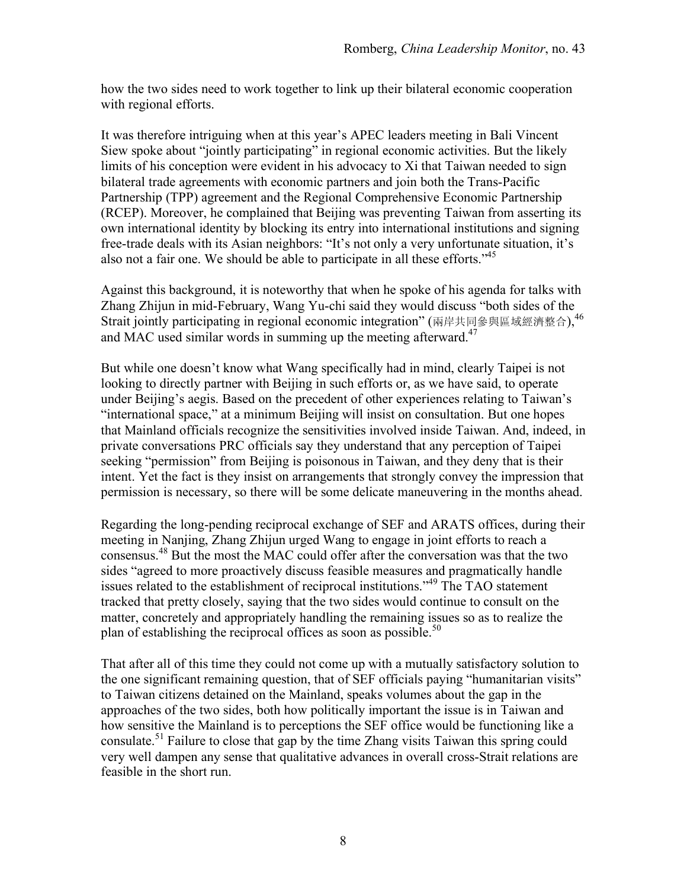how the two sides need to work together to link up their bilateral economic cooperation with regional efforts.

It was therefore intriguing when at this year's APEC leaders meeting in Bali Vincent Siew spoke about "jointly participating" in regional economic activities. But the likely limits of his conception were evident in his advocacy to Xi that Taiwan needed to sign bilateral trade agreements with economic partners and join both the Trans-Pacific Partnership (TPP) agreement and the Regional Comprehensive Economic Partnership (RCEP). Moreover, he complained that Beijing was preventing Taiwan from asserting its own international identity by blocking its entry into international institutions and signing free-trade deals with its Asian neighbors: "It's not only a very unfortunate situation, it's also not a fair one. We should be able to participate in all these efforts."[45]

Against this background, it is noteworthy that when he spoke of his agenda for talks with Zhang Zhijun in mid-February, Wang Yu-chi said they would discuss "both sides of the Strait jointly participating in regional economic integration" (兩岸共同參與區域經濟整合),[46] and MAC used similar words in summing up the meeting afterward.[47]

But while one doesn't know what Wang specifically had in mind, clearly Taipei is not looking to directly partner with Beijing in such efforts or, as we have said, to operate under Beijing's aegis. Based on the precedent of other experiences relating to Taiwan's "international space," at a minimum Beijing will insist on consultation. But one hopes that Mainland officials recognize the sensitivities involved inside Taiwan. And, indeed, in private conversations PRC officials say they understand that any perception of Taipei seeking "permission" from Beijing is poisonous in Taiwan, and they deny that is their intent. Yet the fact is they insist on arrangements that strongly convey the impression that permission is necessary, so there will be some delicate maneuvering in the months ahead.

Regarding the long-pending reciprocal exchange of SEF and ARATS offices, during their meeting in Nanjing, Zhang Zhijun urged Wang to engage in joint efforts to reach a consensus.[48] But the most the MAC could offer after the conversation was that the two sides "agreed to more proactively discuss feasible measures and pragmatically handle issues related to the establishment of reciprocal institutions."[49] The TAO statement tracked that pretty closely, saying that the two sides would continue to consult on the matter, concretely and appropriately handling the remaining issues so as to realize the plan of establishing the reciprocal offices as soon as possible.[50]

That after all of this time they could not come up with a mutually satisfactory solution to the one significant remaining question, that of SEF officials paying "humanitarian visits" to Taiwan citizens detained on the Mainland, speaks volumes about the gap in the approaches of the two sides, both how politically important the issue is in Taiwan and how sensitive the Mainland is to perceptions the SEF office would be functioning like a consulate.[51] Failure to close that gap by the time Zhang visits Taiwan this spring could very well dampen any sense that qualitative advances in overall cross-Strait relations are feasible in the short run.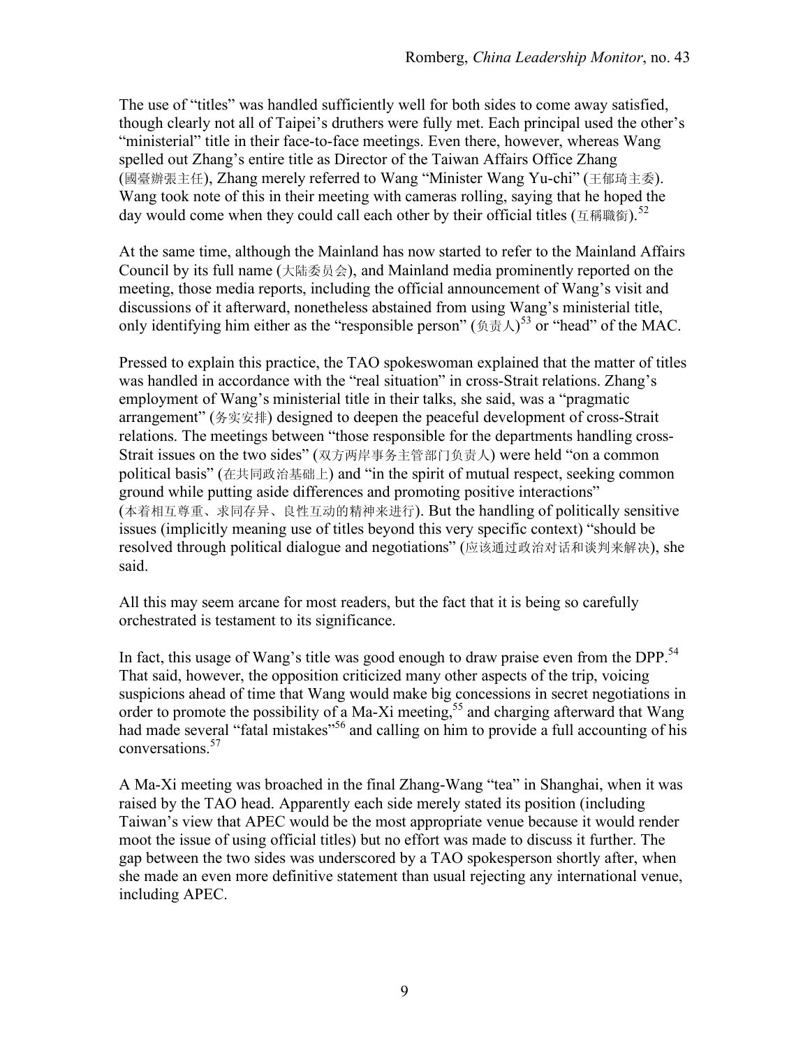The use of "titles" was handled sufficiently well for both sides to come away satisfied, though clearly not all of Taipei's druthers were fully met. Each principal used the other's "ministerial" title in their face-to-face meetings. Even there, however, whereas Wang spelled out Zhang's entire title as Director of the Taiwan Affairs Office Zhang (國臺辦張主任), Zhang merely referred to Wang "Minister Wang Yu-chi" (王郁琦主委). Wang took note of this in their meeting with cameras rolling, saying that he hoped the day would come when they could call each other by their official titles (互稱職銜).[52]

At the same time, although the Mainland has now started to refer to the Mainland Affairs Council by its full name (大陆委员会), and Mainland media prominently reported on the meeting, those media reports, including the official announcement of Wang's visit and discussions of it afterward, nonetheless abstained from using Wang's ministerial title, only identifying him either as the "responsible person" (负责人)[53] or "head" of the MAC.

Pressed to explain this practice, the TAO spokeswoman explained that the matter of titles was handled in accordance with the "real situation" in cross-Strait relations. Zhang's employment of Wang's ministerial title in their talks, she said, was a "pragmatic arrangement" (务实安排) designed to deepen the peaceful development of cross-Strait relations. The meetings between "those responsible for the departments handling cross-Strait issues on the two sides" (双方两岸事务主管部门负责人) were held "on a common political basis" (在共同政治基础上) and "in the spirit of mutual respect, seeking common ground while putting aside differences and promoting positive interactions" (本着相互尊重、求同存异、良性互动的精神来进行). But the handling of politically sensitive issues (implicitly meaning use of titles beyond this very specific context) "should be resolved through political dialogue and negotiations" (应该通过政治对话和谈判来解决), she said.

All this may seem arcane for most readers, but the fact that it is being so carefully orchestrated is testament to its significance.

In fact, this usage of Wang's title was good enough to draw praise even from the DPP.[54] That said, however, the opposition criticized many other aspects of the trip, voicing suspicions ahead of time that Wang would make big concessions in secret negotiations in order to promote the possibility of a Ma-Xi meeting,[55] and charging afterward that Wang had made several "fatal mistakes"[56] and calling on him to provide a full accounting of his conversations.[57]

A Ma-Xi meeting was broached in the final Zhang-Wang "tea" in Shanghai, when it was raised by the TAO head. Apparently each side merely stated its position (including Taiwan's view that APEC would be the most appropriate venue because it would render moot the issue of using official titles) but no effort was made to discuss it further. The gap between the two sides was underscored by a TAO spokesperson shortly after, when she made an even more definitive statement than usual rejecting any international venue, including APEC.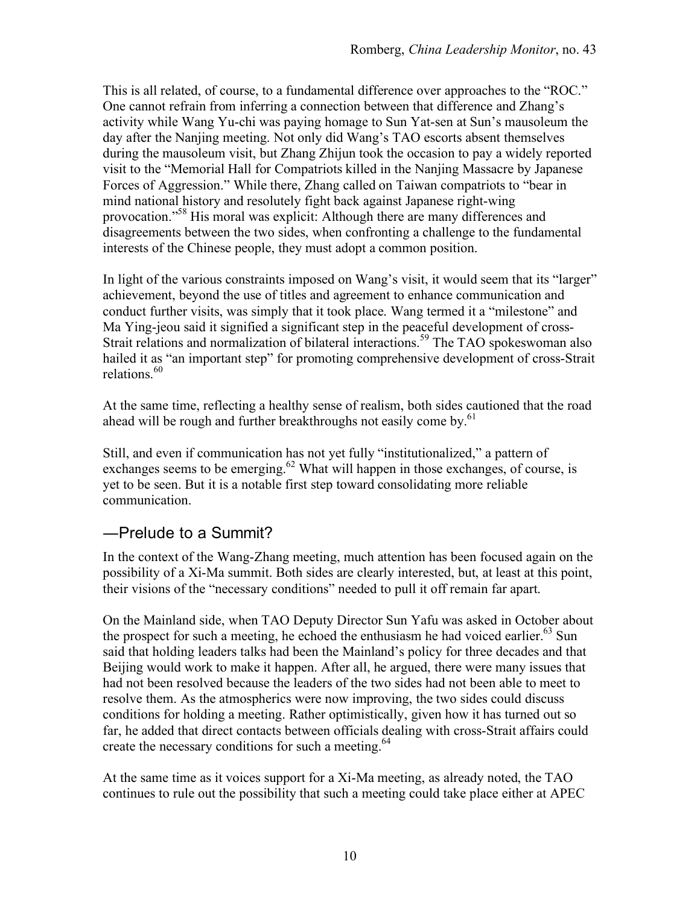This is all related, of course, to a fundamental difference over approaches to the "ROC." One cannot refrain from inferring a connection between that difference and Zhang's activity while Wang Yu-chi was paying homage to Sun Yat-sen at Sun's mausoleum the day after the Nanjing meeting. Not only did Wang's TAO escorts absent themselves during the mausoleum visit, but Zhang Zhijun took the occasion to pay a widely reported visit to the "Memorial Hall for Compatriots killed in the Nanjing Massacre by Japanese Forces of Aggression." While there, Zhang called on Taiwan compatriots to "bear in mind national history and resolutely fight back against Japanese right-wing provocation."[58] His moral was explicit: Although there are many differences and disagreements between the two sides, when confronting a challenge to the fundamental interests of the Chinese people, they must adopt a common position.

In light of the various constraints imposed on Wang's visit, it would seem that its "larger" achievement, beyond the use of titles and agreement to enhance communication and conduct further visits, was simply that it took place. Wang termed it a "milestone" and Ma Ying-jeou said it signified a significant step in the peaceful development of cross-Strait relations and normalization of bilateral interactions.[59] The TAO spokeswoman also hailed it as "an important step" for promoting comprehensive development of cross-Strait relations.[60]

At the same time, reflecting a healthy sense of realism, both sides cautioned that the road ahead will be rough and further breakthroughs not easily come by.[61]

Still, and even if communication has not yet fully "institutionalized," a pattern of exchanges seems to be emerging.[62] What will happen in those exchanges, of course, is yet to be seen. But it is a notable first step toward consolidating more reliable communication.

## —Prelude to a Summit?

In the context of the Wang-Zhang meeting, much attention has been focused again on the possibility of a Xi-Ma summit. Both sides are clearly interested, but, at least at this point, their visions of the "necessary conditions" needed to pull it off remain far apart.

On the Mainland side, when TAO Deputy Director Sun Yafu was asked in October about the prospect for such a meeting, he echoed the enthusiasm he had voiced earlier.[63] Sun said that holding leaders talks had been the Mainland's policy for three decades and that Beijing would work to make it happen. After all, he argued, there were many issues that had not been resolved because the leaders of the two sides had not been able to meet to resolve them. As the atmospherics were now improving, the two sides could discuss conditions for holding a meeting. Rather optimistically, given how it has turned out so far, he added that direct contacts between officials dealing with cross-Strait affairs could create the necessary conditions for such a meeting.[64]

At the same time as it voices support for a Xi-Ma meeting, as already noted, the TAO continues to rule out the possibility that such a meeting could take place either at APEC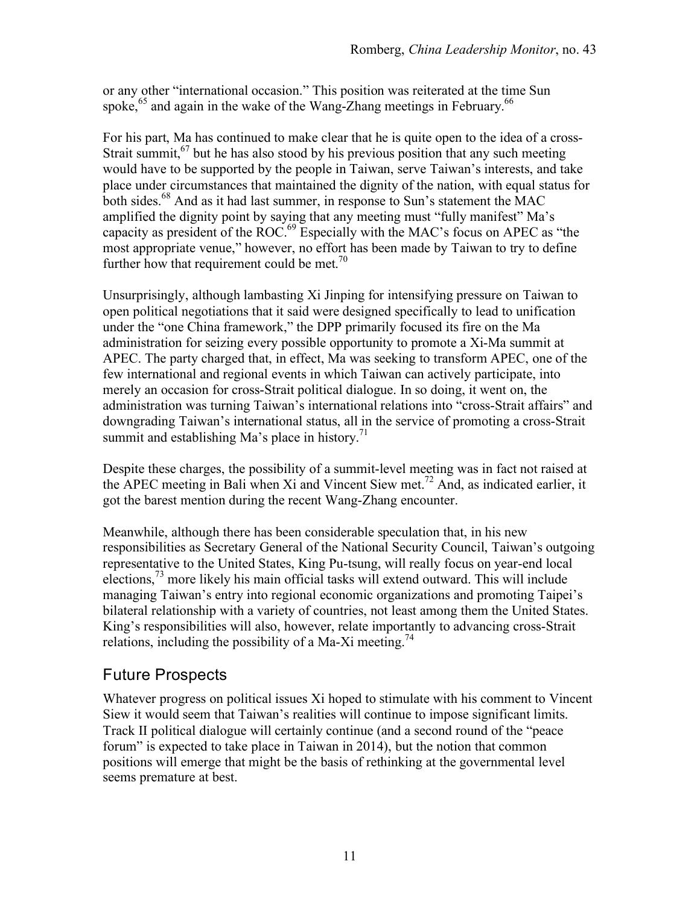or any other "international occasion." This position was reiterated at the time Sun spoke,[65] and again in the wake of the Wang-Zhang meetings in February.[66]

For his part, Ma has continued to make clear that he is quite open to the idea of a cross-Strait summit,[67] but he has also stood by his previous position that any such meeting would have to be supported by the people in Taiwan, serve Taiwan's interests, and take place under circumstances that maintained the dignity of the nation, with equal status for both sides.[68] And as it had last summer, in response to Sun's statement the MAC amplified the dignity point by saying that any meeting must "fully manifest" Ma's capacity as president of the ROC.[69] Especially with the MAC's focus on APEC as "the most appropriate venue," however, no effort has been made by Taiwan to try to define further how that requirement could be met.[70]

Unsurprisingly, although lambasting Xi Jinping for intensifying pressure on Taiwan to open political negotiations that it said were designed specifically to lead to unification under the "one China framework," the DPP primarily focused its fire on the Ma administration for seizing every possible opportunity to promote a Xi-Ma summit at APEC. The party charged that, in effect, Ma was seeking to transform APEC, one of the few international and regional events in which Taiwan can actively participate, into merely an occasion for cross-Strait political dialogue. In so doing, it went on, the administration was turning Taiwan's international relations into "cross-Strait affairs" and downgrading Taiwan's international status, all in the service of promoting a cross-Strait summit and establishing Ma's place in history.[71]

Despite these charges, the possibility of a summit-level meeting was in fact not raised at the APEC meeting in Bali when Xi and Vincent Siew met.[72] And, as indicated earlier, it got the barest mention during the recent Wang-Zhang encounter.

Meanwhile, although there has been considerable speculation that, in his new responsibilities as Secretary General of the National Security Council, Taiwan's outgoing representative to the United States, King Pu-tsung, will really focus on year-end local elections,[73] more likely his main official tasks will extend outward. This will include managing Taiwan's entry into regional economic organizations and promoting Taipei's bilateral relationship with a variety of countries, not least among them the United States. King's responsibilities will also, however, relate importantly to advancing cross-Strait relations, including the possibility of a Ma-Xi meeting.[74]

## Future Prospects

Whatever progress on political issues Xi hoped to stimulate with his comment to Vincent Siew it would seem that Taiwan's realities will continue to impose significant limits. Track II political dialogue will certainly continue (and a second round of the "peace forum" is expected to take place in Taiwan in 2014), but the notion that common positions will emerge that might be the basis of rethinking at the governmental level seems premature at best.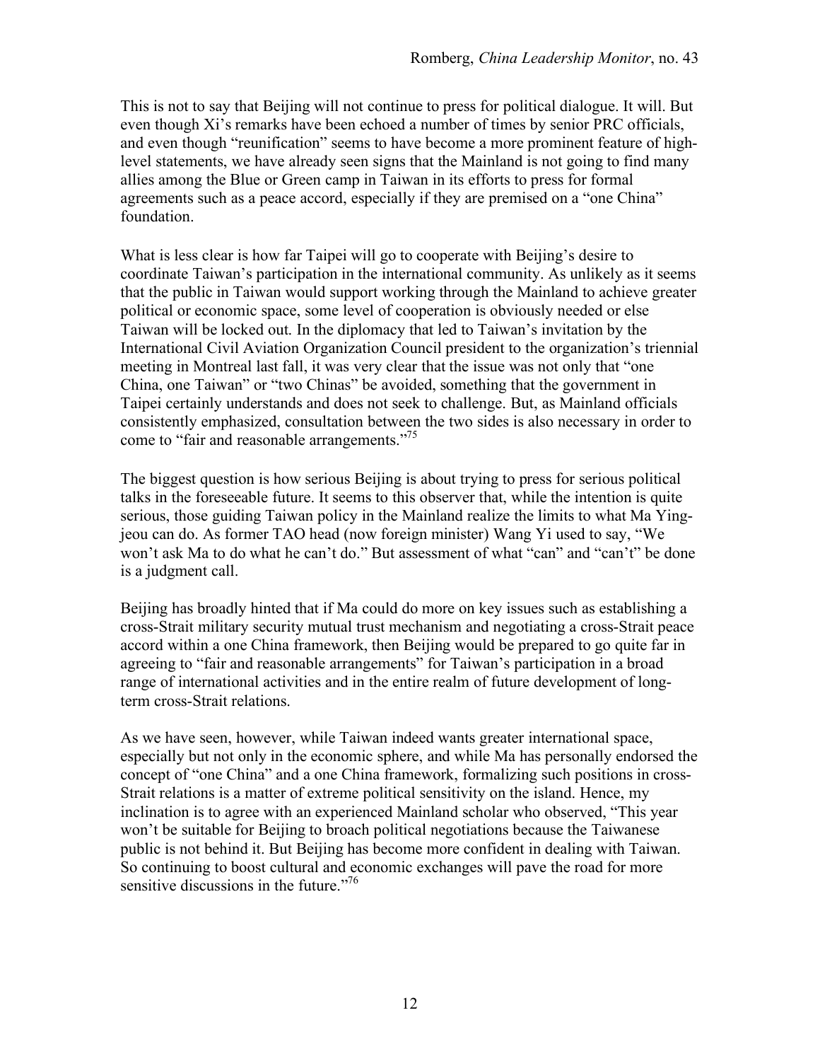This is not to say that Beijing will not continue to press for political dialogue. It will. But even though Xi's remarks have been echoed a number of times by senior PRC officials, and even though "reunification" seems to have become a more prominent feature of high-level statements, we have already seen signs that the Mainland is not going to find many allies among the Blue or Green camp in Taiwan in its efforts to press for formal agreements such as a peace accord, especially if they are premised on a "one China" foundation.

What is less clear is how far Taipei will go to cooperate with Beijing's desire to coordinate Taiwan's participation in the international community. As unlikely as it seems that the public in Taiwan would support working through the Mainland to achieve greater political or economic space, some level of cooperation is obviously needed or else Taiwan will be locked out. In the diplomacy that led to Taiwan's invitation by the International Civil Aviation Organization Council president to the organization's triennial meeting in Montreal last fall, it was very clear that the issue was not only that "one China, one Taiwan" or "two Chinas" be avoided, something that the government in Taipei certainly understands and does not seek to challenge. But, as Mainland officials consistently emphasized, consultation between the two sides is also necessary in order to come to "fair and reasonable arrangements."[75]

The biggest question is how serious Beijing is about trying to press for serious political talks in the foreseeable future. It seems to this observer that, while the intention is quite serious, those guiding Taiwan policy in the Mainland realize the limits to what Ma Ying-jeou can do. As former TAO head (now foreign minister) Wang Yi used to say, "We won't ask Ma to do what he can't do." But assessment of what "can" and "can't" be done is a judgment call.

Beijing has broadly hinted that if Ma could do more on key issues such as establishing a cross-Strait military security mutual trust mechanism and negotiating a cross-Strait peace accord within a one China framework, then Beijing would be prepared to go quite far in agreeing to "fair and reasonable arrangements" for Taiwan's participation in a broad range of international activities and in the entire realm of future development of long-term cross-Strait relations.

As we have seen, however, while Taiwan indeed wants greater international space, especially but not only in the economic sphere, and while Ma has personally endorsed the concept of "one China" and a one China framework, formalizing such positions in cross-Strait relations is a matter of extreme political sensitivity on the island. Hence, my inclination is to agree with an experienced Mainland scholar who observed, "This year won't be suitable for Beijing to broach political negotiations because the Taiwanese public is not behind it. But Beijing has become more confident in dealing with Taiwan. So continuing to boost cultural and economic exchanges will pave the road for more sensitive discussions in the future."[76]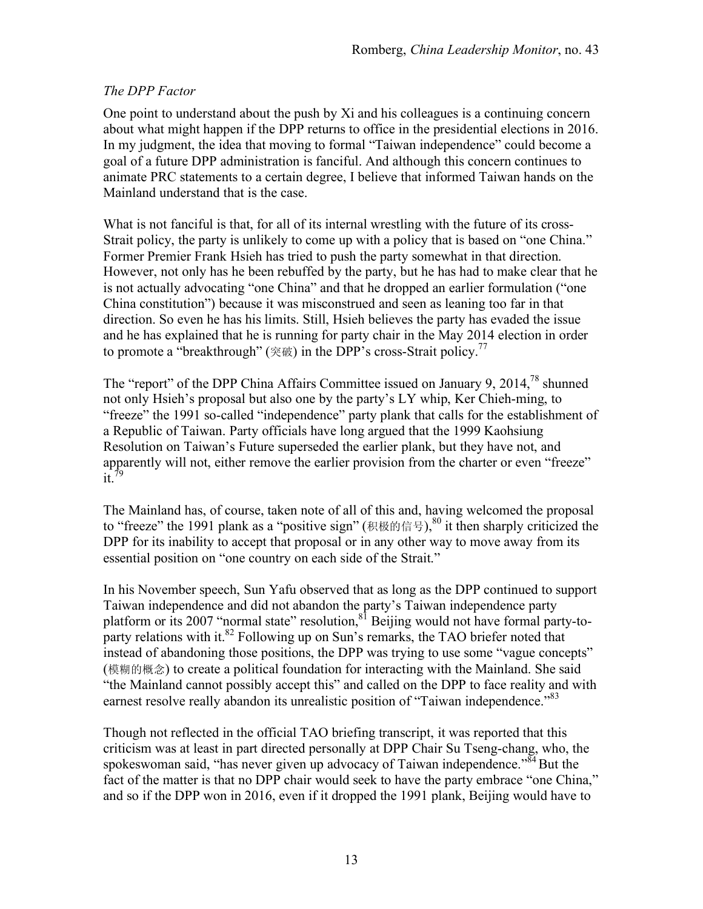*The DPP Factor*

One point to understand about the push by Xi and his colleagues is a continuing concern about what might happen if the DPP returns to office in the presidential elections in 2016. In my judgment, the idea that moving to formal "Taiwan independence" could become a goal of a future DPP administration is fanciful. And although this concern continues to animate PRC statements to a certain degree, I believe that informed Taiwan hands on the Mainland understand that is the case.

What is not fanciful is that, for all of its internal wrestling with the future of its cross-Strait policy, the party is unlikely to come up with a policy that is based on "one China." Former Premier Frank Hsieh has tried to push the party somewhat in that direction. However, not only has he been rebuffed by the party, but he has had to make clear that he is not actually advocating "one China" and that he dropped an earlier formulation ("one China constitution") because it was misconstrued and seen as leaning too far in that direction. So even he has his limits. Still, Hsieh believes the party has evaded the issue and he has explained that he is running for party chair in the May 2014 election in order to promote a "breakthrough" (突破) in the DPP's cross-Strait policy.[77]

The "report" of the DPP China Affairs Committee issued on January 9, 2014,[78] shunned not only Hsieh's proposal but also one by the party's LY whip, Ker Chieh-ming, to "freeze" the 1991 so-called "independence" party plank that calls for the establishment of a Republic of Taiwan. Party officials have long argued that the 1999 Kaohsiung Resolution on Taiwan's Future superseded the earlier plank, but they have not, and apparently will not, either remove the earlier provision from the charter or even "freeze" it.[79]

The Mainland has, of course, taken note of all of this and, having welcomed the proposal to "freeze" the 1991 plank as a "positive sign" (积极的信号),[80] it then sharply criticized the DPP for its inability to accept that proposal or in any other way to move away from its essential position on "one country on each side of the Strait."

In his November speech, Sun Yafu observed that as long as the DPP continued to support Taiwan independence and did not abandon the party's Taiwan independence party platform or its 2007 "normal state" resolution,[81] Beijing would not have formal party-to-party relations with it.[82] Following up on Sun's remarks, the TAO briefer noted that instead of abandoning those positions, the DPP was trying to use some "vague concepts" (模糊的概念) to create a political foundation for interacting with the Mainland. She said "the Mainland cannot possibly accept this" and called on the DPP to face reality and with earnest resolve really abandon its unrealistic position of "Taiwan independence."[83]

Though not reflected in the official TAO briefing transcript, it was reported that this criticism was at least in part directed personally at DPP Chair Su Tseng-chang, who, the spokeswoman said, "has never given up advocacy of Taiwan independence."[84] But the fact of the matter is that no DPP chair would seek to have the party embrace "one China," and so if the DPP won in 2016, even if it dropped the 1991 plank, Beijing would have to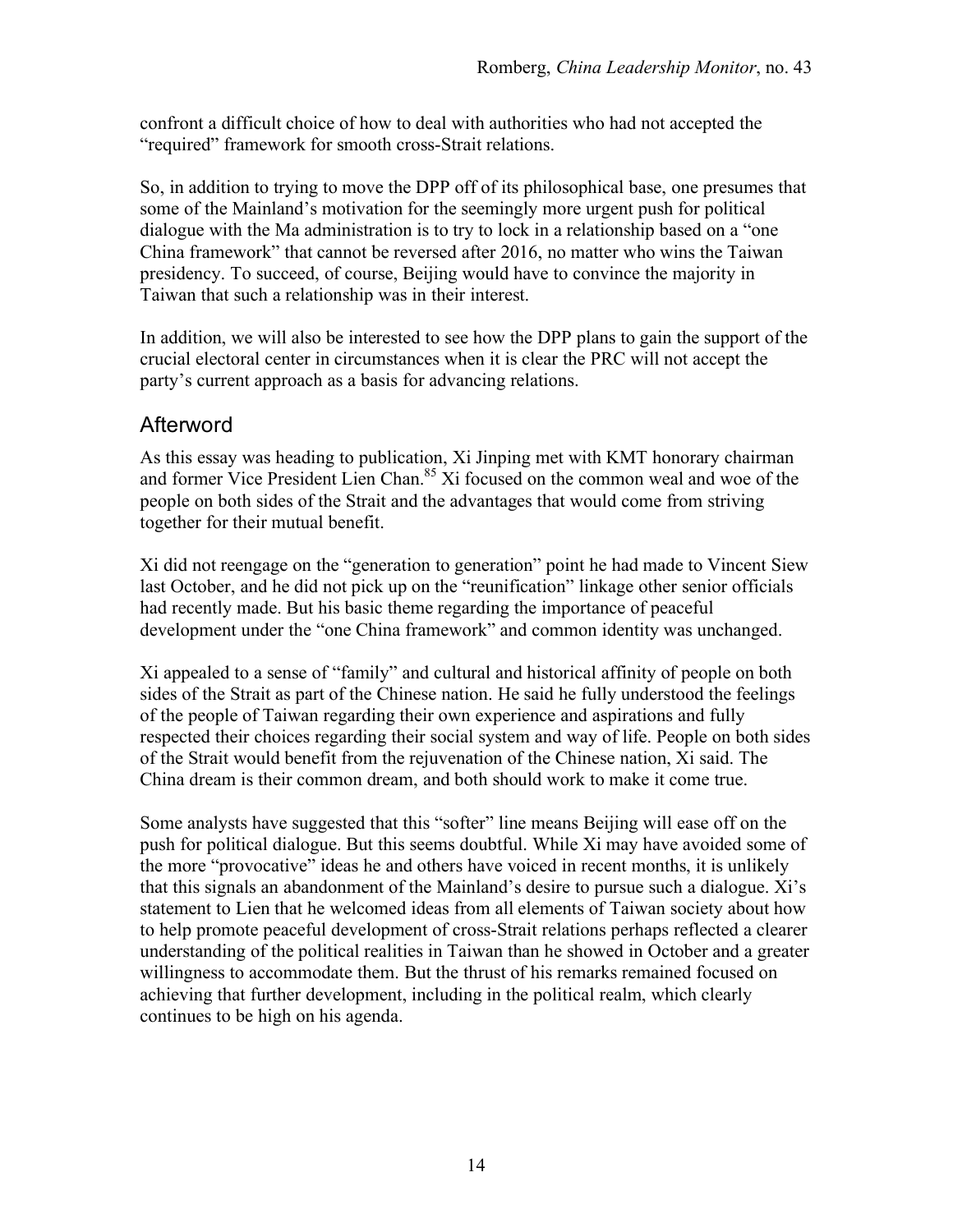confront a difficult choice of how to deal with authorities who had not accepted the "required" framework for smooth cross-Strait relations.

So, in addition to trying to move the DPP off of its philosophical base, one presumes that some of the Mainland's motivation for the seemingly more urgent push for political dialogue with the Ma administration is to try to lock in a relationship based on a "one China framework" that cannot be reversed after 2016, no matter who wins the Taiwan presidency. To succeed, of course, Beijing would have to convince the majority in Taiwan that such a relationship was in their interest.

In addition, we will also be interested to see how the DPP plans to gain the support of the crucial electoral center in circumstances when it is clear the PRC will not accept the party's current approach as a basis for advancing relations.

## Afterword

As this essay was heading to publication, Xi Jinping met with KMT honorary chairman and former Vice President Lien Chan.[85] Xi focused on the common weal and woe of the people on both sides of the Strait and the advantages that would come from striving together for their mutual benefit.

Xi did not reengage on the "generation to generation" point he had made to Vincent Siew last October, and he did not pick up on the "reunification" linkage other senior officials had recently made. But his basic theme regarding the importance of peaceful development under the "one China framework" and common identity was unchanged.

Xi appealed to a sense of "family" and cultural and historical affinity of people on both sides of the Strait as part of the Chinese nation. He said he fully understood the feelings of the people of Taiwan regarding their own experience and aspirations and fully respected their choices regarding their social system and way of life. People on both sides of the Strait would benefit from the rejuvenation of the Chinese nation, Xi said. The China dream is their common dream, and both should work to make it come true.

Some analysts have suggested that this "softer" line means Beijing will ease off on the push for political dialogue. But this seems doubtful. While Xi may have avoided some of the more "provocative" ideas he and others have voiced in recent months, it is unlikely that this signals an abandonment of the Mainland's desire to pursue such a dialogue. Xi's statement to Lien that he welcomed ideas from all elements of Taiwan society about how to help promote peaceful development of cross-Strait relations perhaps reflected a clearer understanding of the political realities in Taiwan than he showed in October and a greater willingness to accommodate them. But the thrust of his remarks remained focused on achieving that further development, including in the political realm, which clearly continues to be high on his agenda.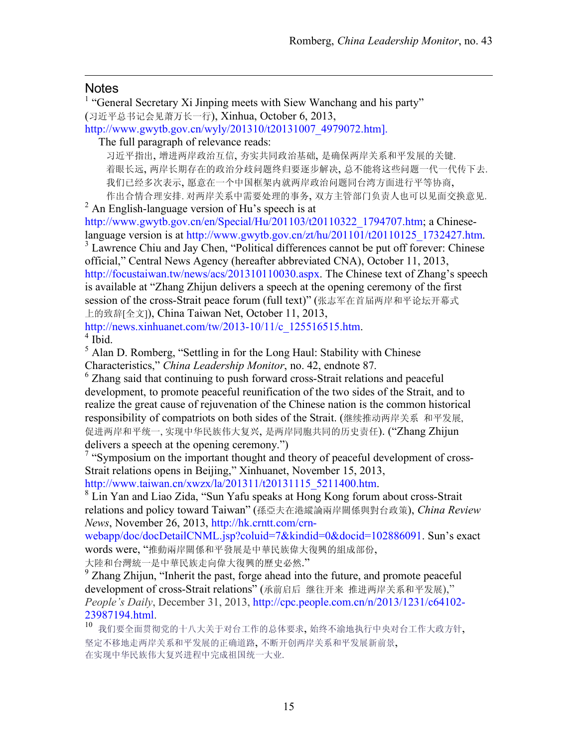## Notes

[1] "General Secretary Xi Jinping meets with Siew Wanchang and his party" (习近平总书记会见萧万长一行), Xinhua, October 6, 2013, http://www.gwytb.gov.cn/wyly/201310/t20131007_4979072.htm].

The full paragraph of relevance reads:

> 习近平指出, 增进两岸政治互信, 夯实共同政治基础, 是确保两岸关系和平发展的关键. 着眼长远, 两岸长期存在的政治分歧问题终归要逐步解决, 总不能将这些问题一代一代传下去. 我们已经多次表示, 愿意在一个中国框架内就两岸政治问题同台湾方面进行平等协商, 作出合情合理安排. 对两岸关系中需要处理的事务, 双方主管部门负责人也可以见面交换意见.

[2] An English-language version of Hu's speech is at http://www.gwytb.gov.cn/en/Special/Hu/201103/t20110322_1794707.htm; a Chinese-language version is at http://www.gwytb.gov.cn/zt/hu/201101/t20110125_1732427.htm.

[3] Lawrence Chiu and Jay Chen, "Political differences cannot be put off forever: Chinese official," Central News Agency (hereafter abbreviated CNA), October 11, 2013, http://focustaiwan.tw/news/acs/201310110030.aspx. The Chinese text of Zhang's speech is available at "Zhang Zhijun delivers a speech at the opening ceremony of the first session of the cross-Strait peace forum (full text)" (张志军在首届两岸和平论坛开幕式上的致辞[全文]), China Taiwan Net, October 11, 2013, http://news.xinhuanet.com/tw/2013-10/11/c_125516515.htm.

[4] Ibid.

[5] Alan D. Romberg, "Settling in for the Long Haul: Stability with Chinese Characteristics," *China Leadership Monitor*, no. 42, endnote 87.

[6] Zhang said that continuing to push forward cross-Strait relations and peaceful development, to promote peaceful reunification of the two sides of the Strait, and to realize the great cause of rejuvenation of the Chinese nation is the common historical responsibility of compatriots on both sides of the Strait. (继续推动两岸关系 和平发展, 促进两岸和平统一, 实现中华民族伟大复兴, 是两岸同胞共同的历史责任). ("Zhang Zhijun delivers a speech at the opening ceremony.")

[7] "Symposium on the important thought and theory of peaceful development of cross-Strait relations opens in Beijing," Xinhuanet, November 15, 2013, http://www.taiwan.cn/xwzx/la/201311/t20131115_5211400.htm.

[8] Lin Yan and Liao Zida, "Sun Yafu speaks at Hong Kong forum about cross-Strait relations and policy toward Taiwan" (孫亞夫在港縱論兩岸關係與對台政策), *China Review News*, November 26, 2013, http://hk.crntt.com/crn-webapp/doc/docDetailCNML.jsp?coluid=7&kindid=0&docid=102886091. Sun's exact words were, "推動兩岸關係和平發展是中華民族偉大復興的組成部份, 大陸和台灣統一是中華民族走向偉大復興的歷史必然."

[9] Zhang Zhijun, "Inherit the past, forge ahead into the future, and promote peaceful development of cross-Strait relations" (承前启后 继往开来 推进两岸关系和平发展)," *People's Daily*, December 31, 2013, http://cpc.people.com.cn/n/2013/1231/c64102-23987194.html.

[10] 我们要全面贯彻党的十八大关于对台工作的总体要求, 始终不渝地执行中央对台工作大政方针, 坚定不移地走两岸关系和平发展的正确道路, 不断开创两岸关系和平发展新前景, 在实现中华民族伟大复兴进程中完成祖国统一大业.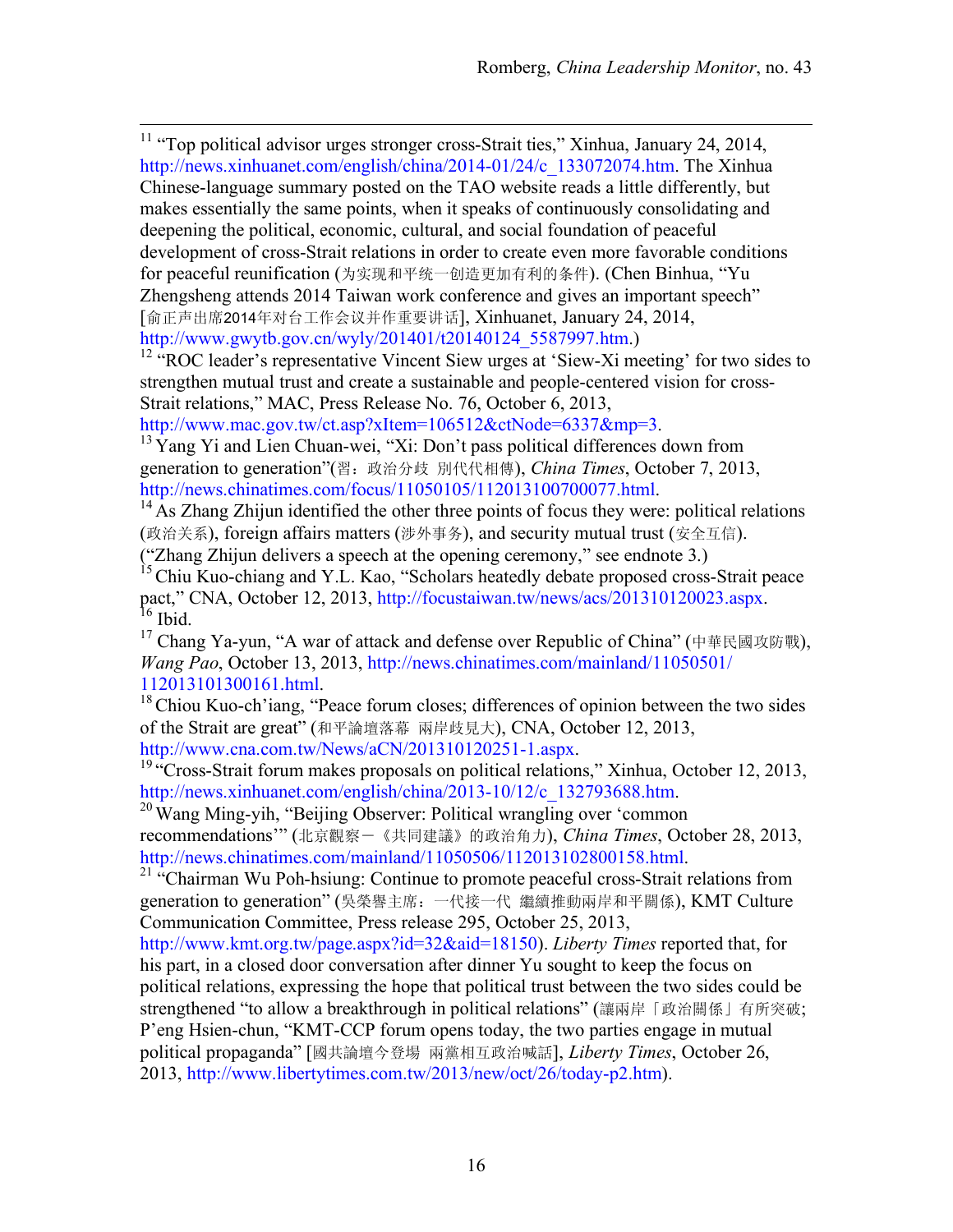[11] "Top political advisor urges stronger cross-Strait ties," Xinhua, January 24, 2014, http://news.xinhuanet.com/english/china/2014-01/24/c_133072074.htm. The Xinhua Chinese-language summary posted on the TAO website reads a little differently, but makes essentially the same points, when it speaks of continuously consolidating and deepening the political, economic, cultural, and social foundation of peaceful development of cross-Strait relations in order to create even more favorable conditions for peaceful reunification (为实现和平统一创造更加有利的条件). (Chen Binhua, "Yu Zhengsheng attends 2014 Taiwan work conference and gives an important speech" [俞正声出席2014年对台工作会议并作重要讲话], Xinhuanet, January 24, 2014, http://www.gwytb.gov.cn/wyly/201401/t20140124_5587997.htm.)

[12] "ROC leader's representative Vincent Siew urges at 'Siew-Xi meeting' for two sides to strengthen mutual trust and create a sustainable and people-centered vision for cross-Strait relations," MAC, Press Release No. 76, October 6, 2013, http://www.mac.gov.tw/ct.asp?xItem=106512&ctNode=6337&mp=3.

[13] Yang Yi and Lien Chuan-wei, "Xi: Don't pass political differences down from generation to generation"(習：政治分歧 別代代相傳), *China Times*, October 7, 2013, http://news.chinatimes.com/focus/11050105/112013100700077.html.

[14] As Zhang Zhijun identified the other three points of focus they were: political relations (政治关系), foreign affairs matters (涉外事务), and security mutual trust (安全互信). ("Zhang Zhijun delivers a speech at the opening ceremony," see endnote 3.)

[15] Chiu Kuo-chiang and Y.L. Kao, "Scholars heatedly debate proposed cross-Strait peace pact," CNA, October 12, 2013, http://focustaiwan.tw/news/acs/201310120023.aspx.

[16] Ibid.

[17] Chang Ya-yun, "A war of attack and defense over Republic of China" (中華民國攻防戰), *Wang Pao*, October 13, 2013, http://news.chinatimes.com/mainland/11050501/112013101300161.html.

[18] Chiou Kuo-ch'iang, "Peace forum closes; differences of opinion between the two sides of the Strait are great" (和平論壇落幕 兩岸歧見大), CNA, October 12, 2013, http://www.cna.com.tw/News/aCN/201310120251-1.aspx.

[19] "Cross-Strait forum makes proposals on political relations," Xinhua, October 12, 2013, http://news.xinhuanet.com/english/china/2013-10/12/c_132793688.htm.

[20] Wang Ming-yih, "Beijing Observer: Political wrangling over 'common recommendations'" (北京觀察－《共同建議》的政治角力), *China Times*, October 28, 2013, http://news.chinatimes.com/mainland/11050506/112013102800158.html.

[21] "Chairman Wu Poh-hsiung: Continue to promote peaceful cross-Strait relations from generation to generation" (吳榮譽主席：一代接一代 繼續推動兩岸和平關係), KMT Culture Communication Committee, Press release 295, October 25, 2013, http://www.kmt.org.tw/page.aspx?id=32&aid=18150). *Liberty Times* reported that, for his part, in a closed door conversation after dinner Yu sought to keep the focus on political relations, expressing the hope that political trust between the two sides could be strengthened "to allow a breakthrough in political relations" (讓兩岸「政治關係」有所突破; P'eng Hsien-chun, "KMT-CCP forum opens today, the two parties engage in mutual political propaganda" [國共論壇今登場 兩黨相互政治喊話], *Liberty Times*, October 26, 2013, http://www.libertytimes.com.tw/2013/new/oct/26/today-p2.htm).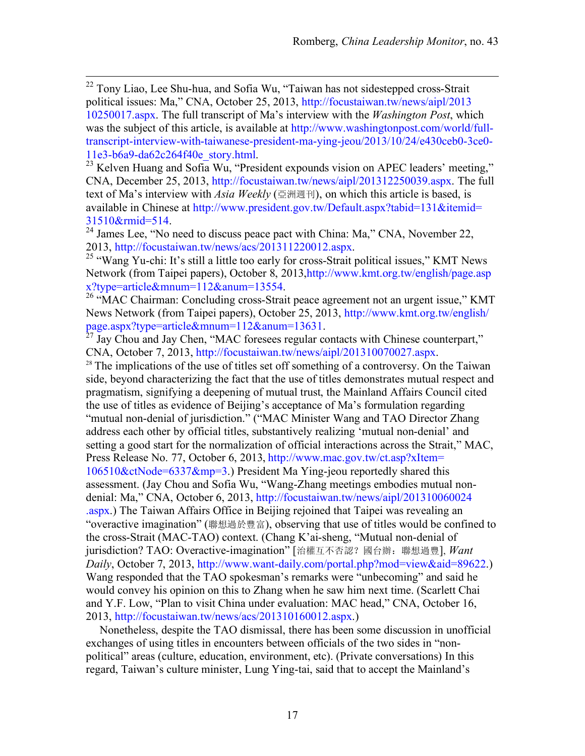[22] Tony Liao, Lee Shu-hua, and Sofia Wu, "Taiwan has not sidestepped cross-Strait political issues: Ma," CNA, October 25, 2013, http://focustaiwan.tw/news/aipl/201310250017.aspx. The full transcript of Ma's interview with the *Washington Post*, which was the subject of this article, is available at http://www.washingtonpost.com/world/full-transcript-interview-with-taiwanese-president-ma-ying-jeou/2013/10/24/e430ceb0-3ce0-11e3-b6a9-da62c264f40e_story.html.

[23] Kelven Huang and Sofia Wu, "President expounds vision on APEC leaders' meeting," CNA, December 25, 2013, http://focustaiwan.tw/news/aipl/201312250039.aspx. The full text of Ma's interview with *Asia Weekly* (亞洲週刊), on which this article is based, is available in Chinese at http://www.president.gov.tw/Default.aspx?tabid=131&itemid=31510&rmid=514.

[24] James Lee, "No need to discuss peace pact with China: Ma," CNA, November 22, 2013, http://focustaiwan.tw/news/acs/201311220012.aspx.

[25] "Wang Yu-chi: It's still a little too early for cross-Strait political issues," KMT News Network (from Taipei papers), October 8, 2013,http://www.kmt.org.tw/english/page.aspx?type=article&mnum=112&anum=13554.

[26] "MAC Chairman: Concluding cross-Strait peace agreement not an urgent issue," KMT News Network (from Taipei papers), October 25, 2013, http://www.kmt.org.tw/english/page.aspx?type=article&mnum=112&anum=13631.

[27] Jay Chou and Jay Chen, "MAC foresees regular contacts with Chinese counterpart," CNA, October 7, 2013, http://focustaiwan.tw/news/aipl/201310070027.aspx.

[28] The implications of the use of titles set off something of a controversy. On the Taiwan side, beyond characterizing the fact that the use of titles demonstrates mutual respect and pragmatism, signifying a deepening of mutual trust, the Mainland Affairs Council cited the use of titles as evidence of Beijing's acceptance of Ma's formulation regarding "mutual non-denial of jurisdiction." ("MAC Minister Wang and TAO Director Zhang address each other by official titles, substantively realizing 'mutual non-denial' and setting a good start for the normalization of official interactions across the Strait," MAC, Press Release No. 77, October 6, 2013, http://www.mac.gov.tw/ct.asp?xItem=106510&ctNode=6337&mp=3.) President Ma Ying-jeou reportedly shared this assessment. (Jay Chou and Sofia Wu, "Wang-Zhang meetings embodies mutual non-denial: Ma," CNA, October 6, 2013, http://focustaiwan.tw/news/aipl/201310060024.aspx.) The Taiwan Affairs Office in Beijing rejoined that Taipei was revealing an "overactive imagination" (聯想過於豐富), observing that use of titles would be confined to the cross-Strait (MAC-TAO) context. (Chang K'ai-sheng, "Mutual non-denial of jurisdiction? TAO: Overactive-imagination" [治權互不否認？國台辦：聯想過豐], *Want Daily*, October 7, 2013, http://www.want-daily.com/portal.php?mod=view&aid=89622.) Wang responded that the TAO spokesman's remarks were "unbecoming" and said he would convey his opinion on this to Zhang when he saw him next time. (Scarlett Chai and Y.F. Low, "Plan to visit China under evaluation: MAC head," CNA, October 16, 2013, http://focustaiwan.tw/news/acs/201310160012.aspx.)

Nonetheless, despite the TAO dismissal, there has been some discussion in unofficial exchanges of using titles in encounters between officials of the two sides in "non-political" areas (culture, education, environment, etc). (Private conversations) In this regard, Taiwan's culture minister, Lung Ying-tai, said that to accept the Mainland's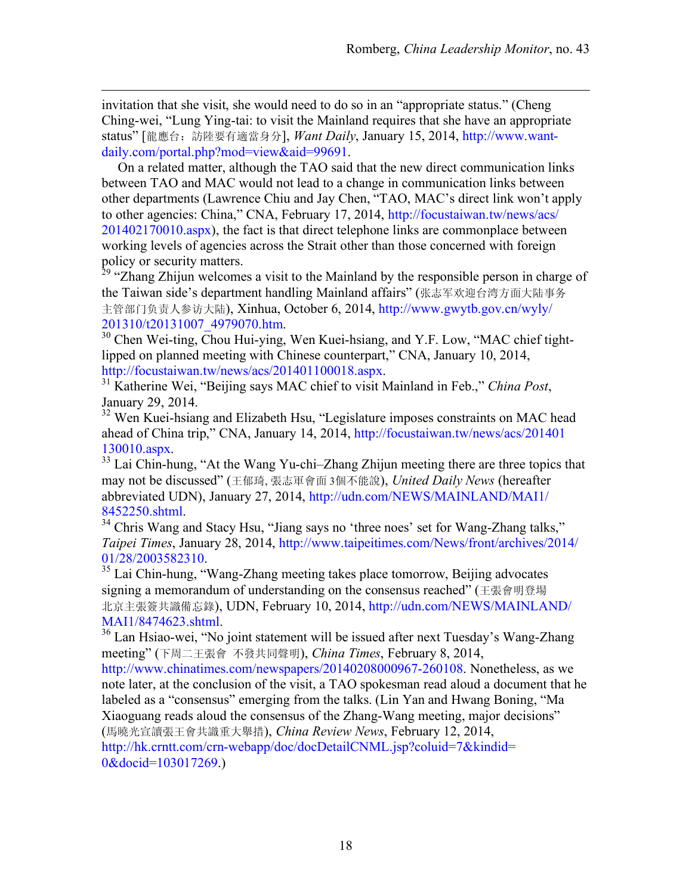invitation that she visit, she would need to do so in an "appropriate status." (Cheng Ching-wei, "Lung Ying-tai: to visit the Mainland requires that she have an appropriate status" [龍應台：訪陸要有適當身分], *Want Daily*, January 15, 2014, http://www.want-daily.com/portal.php?mod=view&aid=99691.

On a related matter, although the TAO said that the new direct communication links between TAO and MAC would not lead to a change in communication links between other departments (Lawrence Chiu and Jay Chen, "TAO, MAC's direct link won't apply to other agencies: China," CNA, February 17, 2014, http://focustaiwan.tw/news/acs/201402170010.aspx), the fact is that direct telephone links are commonplace between working levels of agencies across the Strait other than those concerned with foreign policy or security matters.

[29] "Zhang Zhijun welcomes a visit to the Mainland by the responsible person in charge of the Taiwan side's department handling Mainland affairs" (张志军欢迎台湾方面大陆事务主管部门负责人参访大陆), Xinhua, October 6, 2014, http://www.gwytb.gov.cn/wyly/201310/t20131007_4979070.htm.

[30] Chen Wei-ting, Chou Hui-ying, Wen Kuei-hsiang, and Y.F. Low, "MAC chief tight-lipped on planned meeting with Chinese counterpart," CNA, January 10, 2014, http://focustaiwan.tw/news/acs/201401100018.aspx.

[31] Katherine Wei, "Beijing says MAC chief to visit Mainland in Feb.," *China Post*, January 29, 2014.

[32] Wen Kuei-hsiang and Elizabeth Hsu, "Legislature imposes constraints on MAC head ahead of China trip," CNA, January 14, 2014, http://focustaiwan.tw/news/acs/201401130010.aspx.

[33] Lai Chin-hung, "At the Wang Yu-chi–Zhang Zhijun meeting there are three topics that may not be discussed" (王郁琦, 張志軍會面 3個不能說), *United Daily News* (hereafter abbreviated UDN), January 27, 2014, http://udn.com/NEWS/MAINLAND/MAI1/8452250.shtml.

[34] Chris Wang and Stacy Hsu, "Jiang says no 'three noes' set for Wang-Zhang talks," *Taipei Times*, January 28, 2014, http://www.taipeitimes.com/News/front/archives/2014/01/28/2003582310.

[35] Lai Chin-hung, "Wang-Zhang meeting takes place tomorrow, Beijing advocates signing a memorandum of understanding on the consensus reached" (王張會明登場 北京主張簽共識備忘錄), UDN, February 10, 2014, http://udn.com/NEWS/MAINLAND/MAI1/8474623.shtml.

[36] Lan Hsiao-wei, "No joint statement will be issued after next Tuesday's Wang-Zhang meeting" (下周二王張會 不發共同聲明), *China Times*, February 8, 2014, http://www.chinatimes.com/newspapers/20140208000967-260108. Nonetheless, as we note later, at the conclusion of the visit, a TAO spokesman read aloud a document that he labeled as a "consensus" emerging from the talks. (Lin Yan and Hwang Boning, "Ma Xiaoguang reads aloud the consensus of the Zhang-Wang meeting, major decisions" (馬曉光宣讀張王會共識重大舉措), *China Review News*, February 12, 2014, http://hk.crntt.com/crn-webapp/doc/docDetailCNML.jsp?coluid=7&kindid=0&docid=103017269.)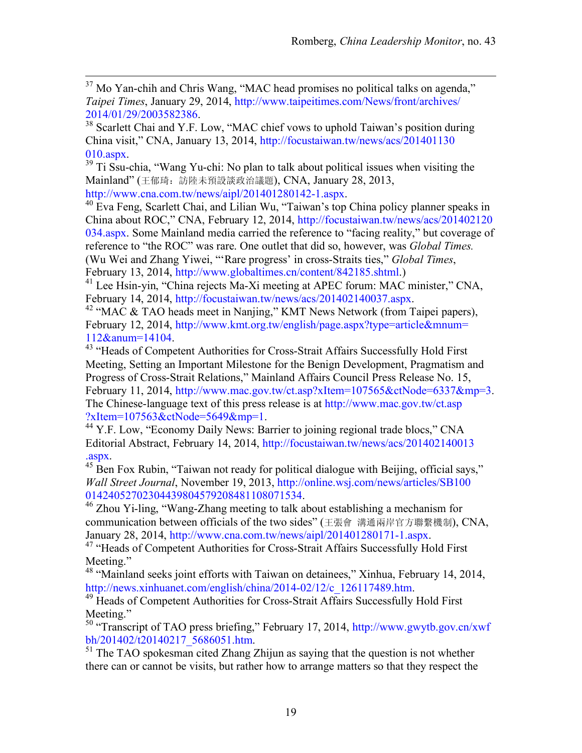[37] Mo Yan-chih and Chris Wang, "MAC head promises no political talks on agenda," *Taipei Times*, January 29, 2014, http://www.taipeitimes.com/News/front/archives/2014/01/29/2003582386.

[38] Scarlett Chai and Y.F. Low, "MAC chief vows to uphold Taiwan's position during China visit," CNA, January 13, 2014, http://focustaiwan.tw/news/acs/201401130010.aspx.

[39] Ti Ssu-chia, "Wang Yu-chi: No plan to talk about political issues when visiting the Mainland" (王郁琦：訪陸未預設談政治議題), CNA, January 28, 2013, http://www.cna.com.tw/news/aipl/201401280142-1.aspx.

[40] Eva Feng, Scarlett Chai, and Lilian Wu, "Taiwan's top China policy planner speaks in China about ROC," CNA, February 12, 2014, http://focustaiwan.tw/news/acs/201402120034.aspx. Some Mainland media carried the reference to "facing reality," but coverage of reference to "the ROC" was rare. One outlet that did so, however, was *Global Times.* (Wu Wei and Zhang Yiwei, "'Rare progress' in cross-Straits ties," *Global Times*, February 13, 2014, http://www.globaltimes.cn/content/842185.shtml.)

[41] Lee Hsin-yin, "China rejects Ma-Xi meeting at APEC forum: MAC minister," CNA, February 14, 2014, http://focustaiwan.tw/news/acs/201402140037.aspx.

[42] "MAC & TAO heads meet in Nanjing," KMT News Network (from Taipei papers), February 12, 2014, http://www.kmt.org.tw/english/page.aspx?type=article&mnum=112&anum=14104.

[43] "Heads of Competent Authorities for Cross-Strait Affairs Successfully Hold First Meeting, Setting an Important Milestone for the Benign Development, Pragmatism and Progress of Cross-Strait Relations," Mainland Affairs Council Press Release No. 15, February 11, 2014, http://www.mac.gov.tw/ct.asp?xItem=107565&ctNode=6337&mp=3. The Chinese-language text of this press release is at http://www.mac.gov.tw/ct.asp?xItem=107563&ctNode=5649&mp=1.

[44] Y.F. Low, "Economy Daily News: Barrier to joining regional trade blocs," CNA Editorial Abstract, February 14, 2014, http://focustaiwan.tw/news/acs/201402140013.aspx.

[45] Ben Fox Rubin, "Taiwan not ready for political dialogue with Beijing, official says," *Wall Street Journal*, November 19, 2013, http://online.wsj.com/news/articles/SB10001424052702304439804579208481108071534.

[46] Zhou Yi-ling, "Wang-Zhang meeting to talk about establishing a mechanism for communication between officials of the two sides" (王張會 溝通兩岸官方聯繫機制), CNA, January 28, 2014, http://www.cna.com.tw/news/aipl/201401280171-1.aspx.

[47] "Heads of Competent Authorities for Cross-Strait Affairs Successfully Hold First Meeting."

[48] "Mainland seeks joint efforts with Taiwan on detainees," Xinhua, February 14, 2014, http://news.xinhuanet.com/english/china/2014-02/12/c_126117489.htm.

[49] Heads of Competent Authorities for Cross-Strait Affairs Successfully Hold First Meeting."

[50] "Transcript of TAO press briefing," February 17, 2014, http://www.gwytb.gov.cn/xwfbh/201402/t20140217_5686051.htm.

[51] The TAO spokesman cited Zhang Zhijun as saying that the question is not whether there can or cannot be visits, but rather how to arrange matters so that they respect the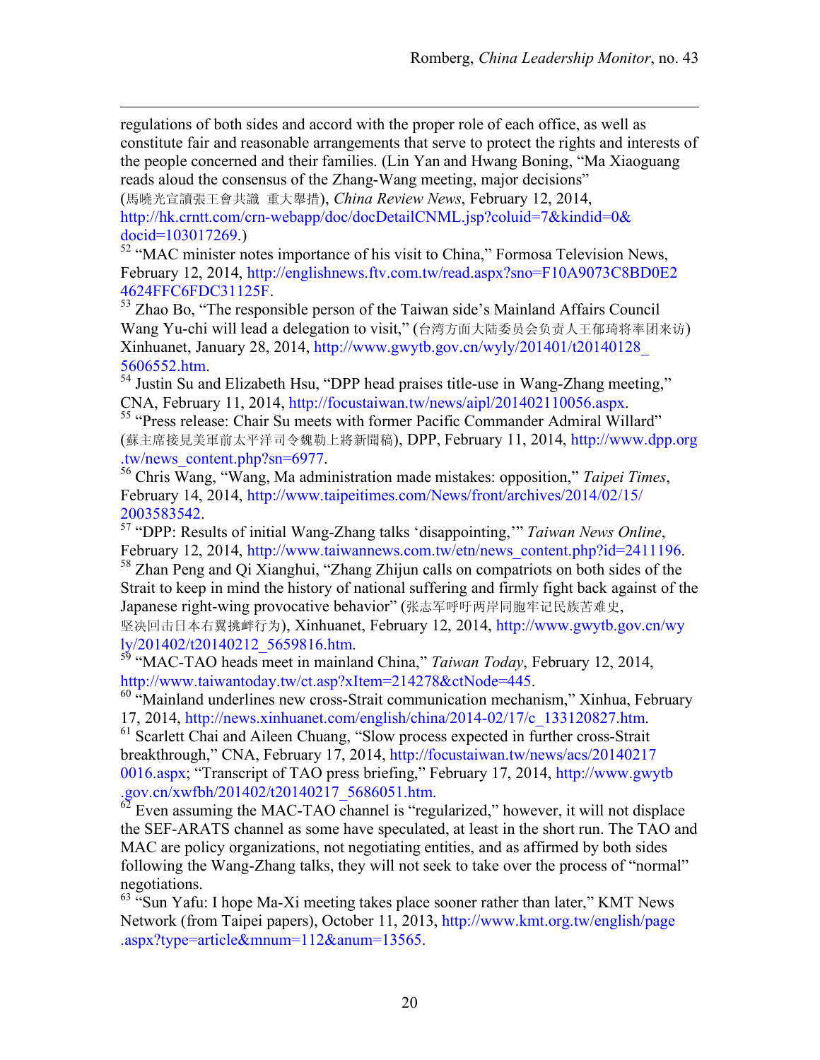regulations of both sides and accord with the proper role of each office, as well as constitute fair and reasonable arrangements that serve to protect the rights and interests of the people concerned and their families. (Lin Yan and Hwang Boning, “Ma Xiaoguang reads aloud the consensus of the Zhang-Wang meeting, major decisions” (馬曉光宣讀張王會共識 重大舉措), *China Review News*, February 12, 2014, http://hk.crntt.com/crn-webapp/doc/docDetailCNML.jsp?coluid=7&kindid=0&docid=103017269.)

[52] “MAC minister notes importance of his visit to China,” Formosa Television News, February 12, 2014, http://englishnews.ftv.com.tw/read.aspx?sno=F10A9073C8BD0E24624FFC6FDC31125F.

[53] Zhao Bo, “The responsible person of the Taiwan side’s Mainland Affairs Council Wang Yu-chi will lead a delegation to visit,” (台湾方面大陆委员会负责人王郁琦将率团来访) Xinhuanet, January 28, 2014, http://www.gwytb.gov.cn/wyly/201401/t20140128_5606552.htm.

[54] Justin Su and Elizabeth Hsu, “DPP head praises title-use in Wang-Zhang meeting,” CNA, February 11, 2014, http://focustaiwan.tw/news/aipl/201402110056.aspx.

[55] “Press release: Chair Su meets with former Pacific Commander Admiral Willard” (蘇主席接見美軍前太平洋司令魏勒上將新聞稿), DPP, February 11, 2014, http://www.dpp.org.tw/news_content.php?sn=6977.

[56] Chris Wang, “Wang, Ma administration made mistakes: opposition,” *Taipei Times*, February 14, 2014, http://www.taipeitimes.com/News/front/archives/2014/02/15/2003583542.

[57] “DPP: Results of initial Wang-Zhang talks ‘disappointing,’” *Taiwan News Online*, February 12, 2014, http://www.taiwannews.com.tw/etn/news_content.php?id=2411196.

[58] Zhan Peng and Qi Xianghui, “Zhang Zhijun calls on compatriots on both sides of the Strait to keep in mind the history of national suffering and firmly fight back against of the Japanese right-wing provocative behavior” (张志军呼吁两岸同胞牢记民族苦难史, 坚决回击日本右翼挑衅行为), Xinhuanet, February 12, 2014, http://www.gwytb.gov.cn/wyly/201402/t20140212_5659816.htm.

[59] “MAC-TAO heads meet in mainland China,” *Taiwan Today*, February 12, 2014, http://www.taiwantoday.tw/ct.asp?xItem=214278&ctNode=445.

[60] “Mainland underlines new cross-Strait communication mechanism,” Xinhua, February 17, 2014, http://news.xinhuanet.com/english/china/2014-02/17/c_133120827.htm.

[61] Scarlett Chai and Aileen Chuang, “Slow process expected in further cross-Strait breakthrough,” CNA, February 17, 2014, http://focustaiwan.tw/news/acs/201402170016.aspx; “Transcript of TAO press briefing,” February 17, 2014, http://www.gwytb.gov.cn/xwfbh/201402/t20140217_5686051.htm.

[62] Even assuming the MAC-TAO channel is “regularized,” however, it will not displace the SEF-ARATS channel as some have speculated, at least in the short run. The TAO and MAC are policy organizations, not negotiating entities, and as affirmed by both sides following the Wang-Zhang talks, they will not seek to take over the process of “normal” negotiations.

[63] “Sun Yafu: I hope Ma-Xi meeting takes place sooner rather than later,” KMT News Network (from Taipei papers), October 11, 2013, http://www.kmt.org.tw/english/page.aspx?type=article&mnum=112&anum=13565.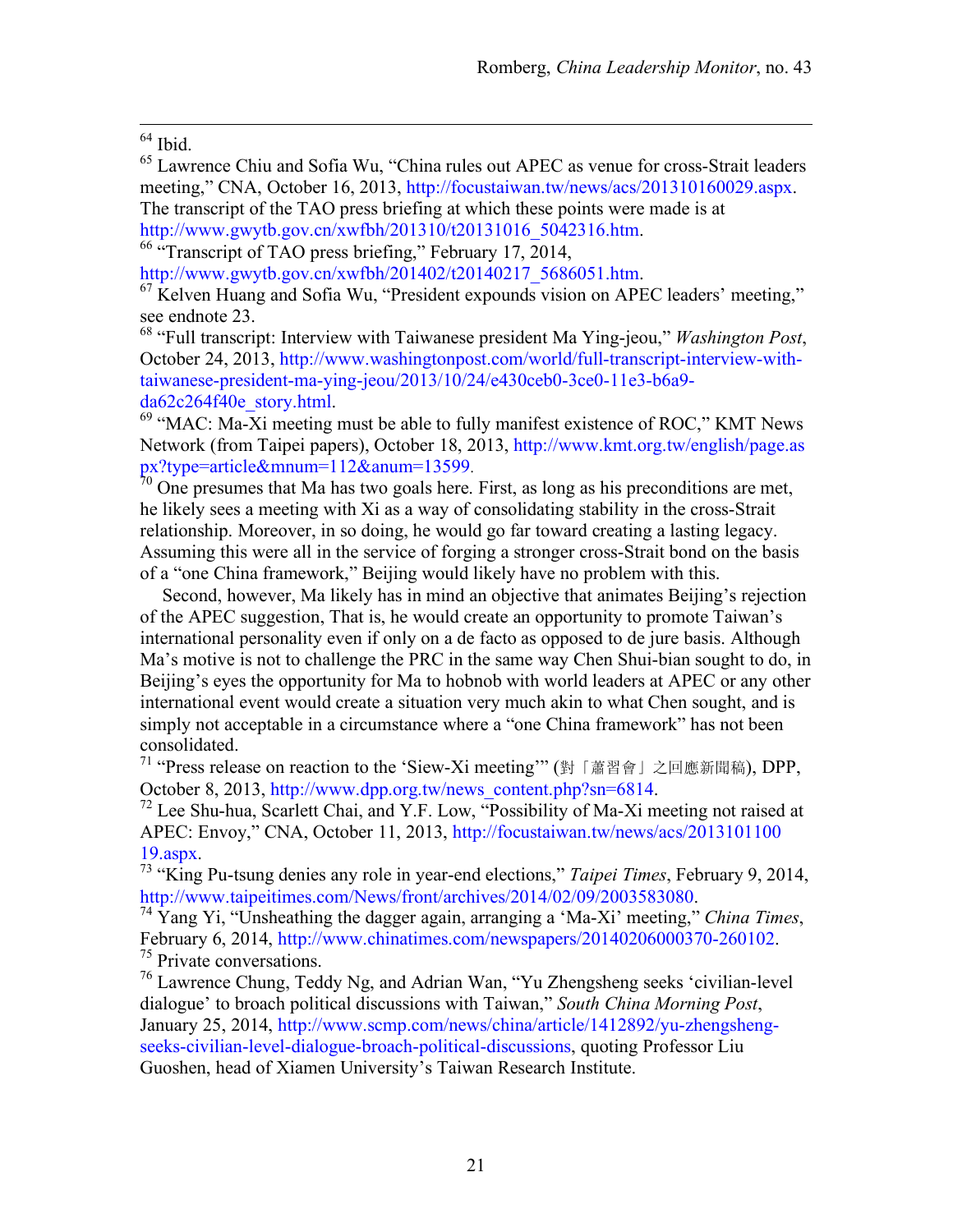[64] Ibid.

[65] Lawrence Chiu and Sofia Wu, "China rules out APEC as venue for cross-Strait leaders meeting," CNA, October 16, 2013, http://focustaiwan.tw/news/acs/201310160029.aspx. The transcript of the TAO press briefing at which these points were made is at http://www.gwytb.gov.cn/xwfbh/201310/t20131016_5042316.htm.

[66] "Transcript of TAO press briefing," February 17, 2014, http://www.gwytb.gov.cn/xwfbh/201402/t20140217_5686051.htm.

[67] Kelven Huang and Sofia Wu, "President expounds vision on APEC leaders' meeting," see endnote 23.

[68] "Full transcript: Interview with Taiwanese president Ma Ying-jeou," *Washington Post*, October 24, 2013, http://www.washingtonpost.com/world/full-transcript-interview-with-taiwanese-president-ma-ying-jeou/2013/10/24/e430ceb0-3ce0-11e3-b6a9-da62c264f40e_story.html.

[69] "MAC: Ma-Xi meeting must be able to fully manifest existence of ROC," KMT News Network (from Taipei papers), October 18, 2013, http://www.kmt.org.tw/english/page.aspx?type=article&mnum=112&anum=13599.

[70] One presumes that Ma has two goals here. First, as long as his preconditions are met, he likely sees a meeting with Xi as a way of consolidating stability in the cross-Strait relationship. Moreover, in so doing, he would go far toward creating a lasting legacy. Assuming this were all in the service of forging a stronger cross-Strait bond on the basis of a "one China framework," Beijing would likely have no problem with this.

Second, however, Ma likely has in mind an objective that animates Beijing's rejection of the APEC suggestion, That is, he would create an opportunity to promote Taiwan's international personality even if only on a de facto as opposed to de jure basis. Although Ma's motive is not to challenge the PRC in the same way Chen Shui-bian sought to do, in Beijing's eyes the opportunity for Ma to hobnob with world leaders at APEC or any other international event would create a situation very much akin to what Chen sought, and is simply not acceptable in a circumstance where a "one China framework" has not been consolidated.

[71] "Press release on reaction to the 'Siew-Xi meeting'" (對「蕭習會」之回應新聞稿), DPP, October 8, 2013, http://www.dpp.org.tw/news_content.php?sn=6814.

[72] Lee Shu-hua, Scarlett Chai, and Y.F. Low, "Possibility of Ma-Xi meeting not raised at APEC: Envoy," CNA, October 11, 2013, http://focustaiwan.tw/news/acs/201310110019.aspx.

[73] "King Pu-tsung denies any role in year-end elections," *Taipei Times*, February 9, 2014, http://www.taipeitimes.com/News/front/archives/2014/02/09/2003583080.

[74] Yang Yi, "Unsheathing the dagger again, arranging a 'Ma-Xi' meeting," *China Times*, February 6, 2014, http://www.chinatimes.com/newspapers/20140206000370-260102.

[75] Private conversations.

[76] Lawrence Chung, Teddy Ng, and Adrian Wan, "Yu Zhengsheng seeks 'civilian-level dialogue' to broach political discussions with Taiwan," *South China Morning Post*, January 25, 2014, http://www.scmp.com/news/china/article/1412892/yu-zhengsheng-seeks-civilian-level-dialogue-broach-political-discussions, quoting Professor Liu Guoshen, head of Xiamen University's Taiwan Research Institute.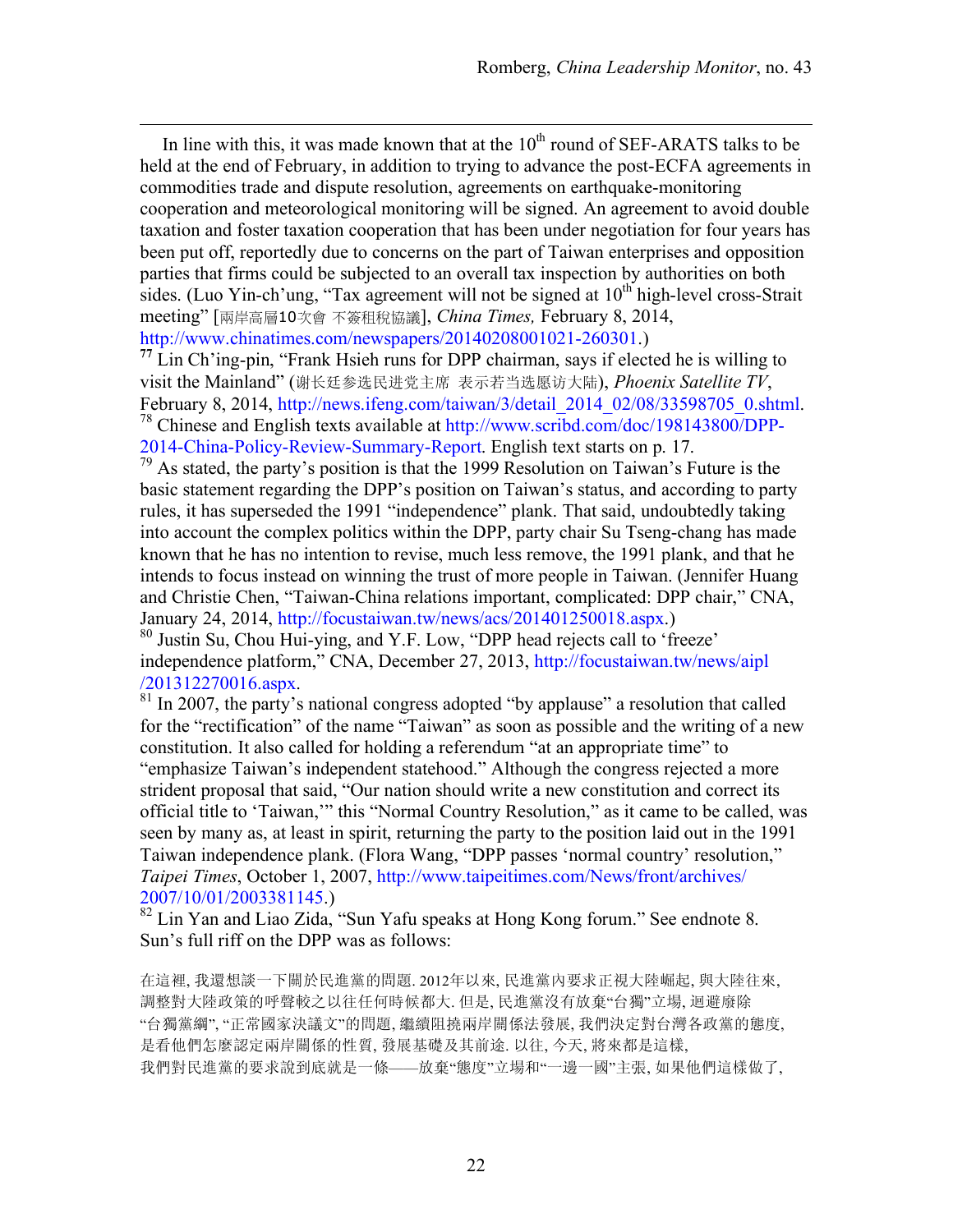In line with this, it was made known that at the 10th round of SEF-ARATS talks to be held at the end of February, in addition to trying to advance the post-ECFA agreements in commodities trade and dispute resolution, agreements on earthquake-monitoring cooperation and meteorological monitoring will be signed. An agreement to avoid double taxation and foster taxation cooperation that has been under negotiation for four years has been put off, reportedly due to concerns on the part of Taiwan enterprises and opposition parties that firms could be subjected to an overall tax inspection by authorities on both sides. (Luo Yin-ch'ung, "Tax agreement will not be signed at 10th high-level cross-Strait meeting" [兩岸高層10次會 不簽租稅協議], *China Times,* February 8, 2014, http://www.chinatimes.com/newspapers/20140208001021-260301.)

[77] Lin Ch'ing-pin, "Frank Hsieh runs for DPP chairman, says if elected he is willing to visit the Mainland" (谢长廷参选民进党主席 表示若当选愿访大陆), *Phoenix Satellite TV*, February 8, 2014, http://news.ifeng.com/taiwan/3/detail_2014_02/08/33598705_0.shtml.

[78] Chinese and English texts available at http://www.scribd.com/doc/198143800/DPP-2014-China-Policy-Review-Summary-Report. English text starts on p. 17.

[79] As stated, the party's position is that the 1999 Resolution on Taiwan's Future is the basic statement regarding the DPP's position on Taiwan's status, and according to party rules, it has superseded the 1991 "independence" plank. That said, undoubtedly taking into account the complex politics within the DPP, party chair Su Tseng-chang has made known that he has no intention to revise, much less remove, the 1991 plank, and that he intends to focus instead on winning the trust of more people in Taiwan. (Jennifer Huang and Christie Chen, "Taiwan-China relations important, complicated: DPP chair," CNA, January 24, 2014, http://focustaiwan.tw/news/acs/201401250018.aspx.)

[80] Justin Su, Chou Hui-ying, and Y.F. Low, "DPP head rejects call to 'freeze' independence platform," CNA, December 27, 2013, http://focustaiwan.tw/news/aipl/201312270016.aspx.

[81] In 2007, the party's national congress adopted "by applause" a resolution that called for the "rectification" of the name "Taiwan" as soon as possible and the writing of a new constitution. It also called for holding a referendum "at an appropriate time" to "emphasize Taiwan's independent statehood." Although the congress rejected a more strident proposal that said, "Our nation should write a new constitution and correct its official title to 'Taiwan,'" this "Normal Country Resolution," as it came to be called, was seen by many as, at least in spirit, returning the party to the position laid out in the 1991 Taiwan independence plank. (Flora Wang, "DPP passes 'normal country' resolution," *Taipei Times*, October 1, 2007, http://www.taipeitimes.com/News/front/archives/2007/10/01/2003381145.)

[82] Lin Yan and Liao Zida, "Sun Yafu speaks at Hong Kong forum." See endnote 8. Sun's full riff on the DPP was as follows:

在這裡, 我還想談一下關於民進黨的問題. 2012年以來, 民進黨內要求正視大陸崛起, 與大陸往來, 調整對大陸政策的呼聲較之以往任何時候都大. 但是, 民進黨沒有放棄"台獨"立場, 迴避廢除"台獨黨綱", "正常國家決議文"的問題, 繼續阻撓兩岸關係法發展, 我們決定對台灣各政黨的態度, 是看他們怎麼認定兩岸關係的性質, 發展基礎及其前途. 以往, 今天, 將來都是這樣, 我們對民進黨的要求說到底就是一條——放棄"態度"立場和"一邊一國"主張, 如果他們這樣做了,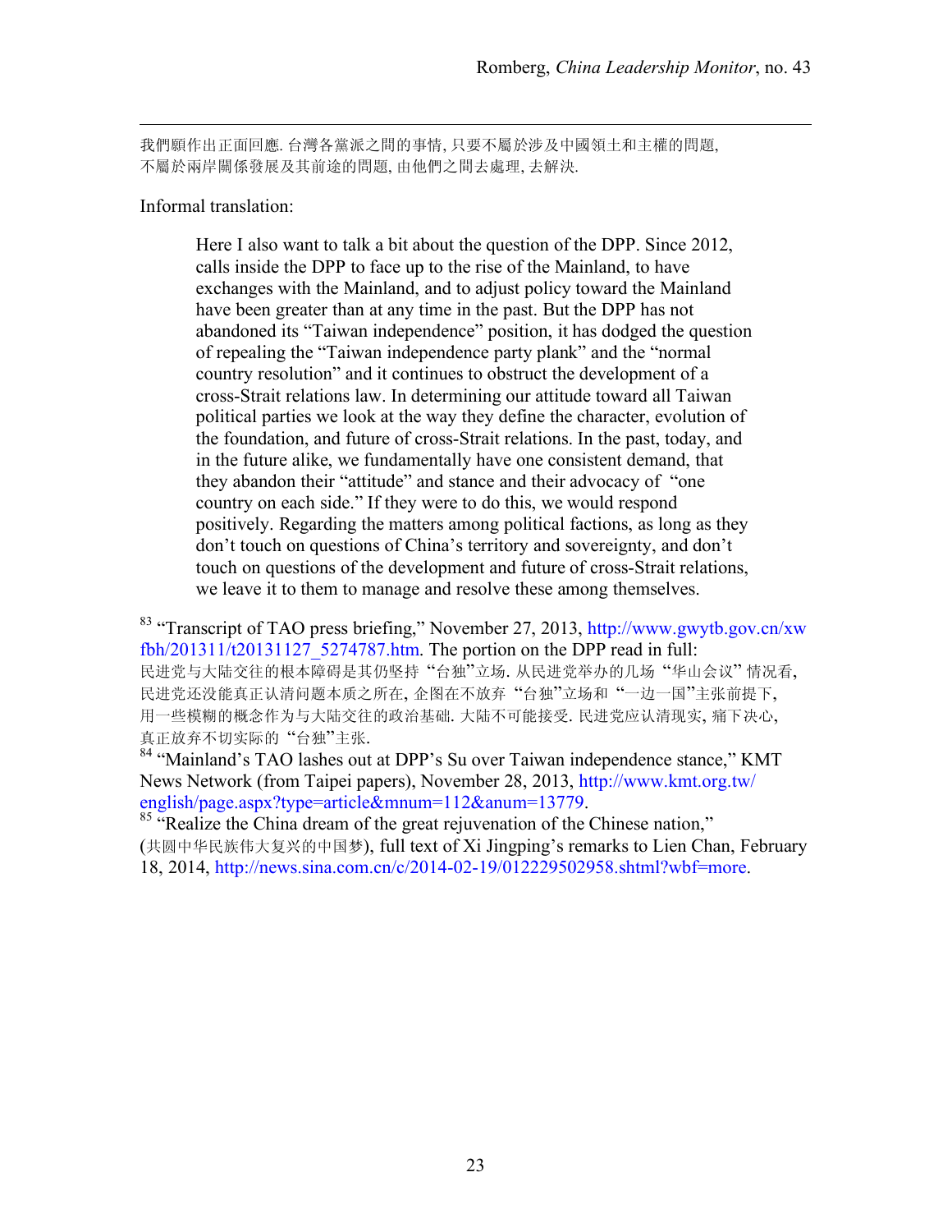我們願作出正面回應. 台灣各黨派之間的事情, 只要不屬於涉及中國領土和主權的問題, 不屬於兩岸關係發展及其前途的問題, 由他們之間去處理, 去解決.

Informal translation:

> Here I also want to talk a bit about the question of the DPP. Since 2012, calls inside the DPP to face up to the rise of the Mainland, to have exchanges with the Mainland, and to adjust policy toward the Mainland have been greater than at any time in the past. But the DPP has not abandoned its "Taiwan independence" position, it has dodged the question of repealing the "Taiwan independence party plank" and the "normal country resolution" and it continues to obstruct the development of a cross-Strait relations law. In determining our attitude toward all Taiwan political parties we look at the way they define the character, evolution of the foundation, and future of cross-Strait relations. In the past, today, and in the future alike, we fundamentally have one consistent demand, that they abandon their "attitude" and stance and their advocacy of "one country on each side." If they were to do this, we would respond positively. Regarding the matters among political factions, as long as they don't touch on questions of China's territory and sovereignty, and don't touch on questions of the development and future of cross-Strait relations, we leave it to them to manage and resolve these among themselves.

[83] "Transcript of TAO press briefing," November 27, 2013, http://www.gwytb.gov.cn/xwfbh/201311/t20131127_5274787.htm. The portion on the DPP read in full: 民进党与大陆交往的根本障碍是其仍坚持"台独"立场. 从民进党举办的几场"华山会议"情况看, 民进党还没能真正认清问题本质之所在, 企图在不放弃"台独"立场和"一边一国"主张前提下, 用一些模糊的概念作为与大陆交往的政治基础. 大陆不可能接受. 民进党应认清现实, 痛下决心, 真正放弃不切实际的"台独"主张.

[84] "Mainland's TAO lashes out at DPP's Su over Taiwan independence stance," KMT News Network (from Taipei papers), November 28, 2013, http://www.kmt.org.tw/english/page.aspx?type=article&mnum=112&anum=13779.

[85] "Realize the China dream of the great rejuvenation of the Chinese nation," (共圆中华民族伟大复兴的中国梦), full text of Xi Jingping's remarks to Lien Chan, February 18, 2014, http://news.sina.com.cn/c/2014-02-19/012229502958.shtml?wbf=more.